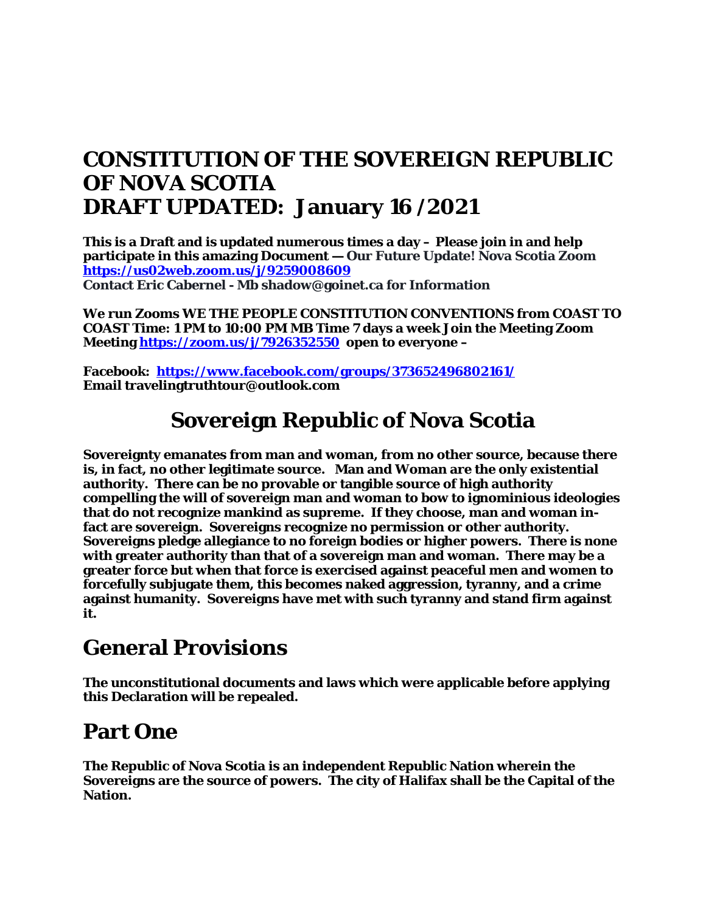# CONSTITUTION OF THE SOVEREIGN REPUBLIC OF NOVA SCOTIA
# DRAFT UPDATED: January 16 /2021

**This is a Draft and is updated numerous times a day – Please join in and help participate in this amazing Document — Our Future Update! Nova Scotia Zoom https://us02web.zoom.us/j/9259008609**
**Contact Eric Cabernel - Mb shadow@goinet.ca for Information**

**We run Zooms WE THE PEOPLE CONSTITUTION CONVENTIONS from COAST TO COAST Time: 1 PM to 10:00 PM MB Time 7 days a week Join the Meeting Zoom Meeting https://zoom.us/j/7926352550 open to everyone –**

**Facebook: https://www.facebook.com/groups/373652496802161/**
**Email travelingtruthtour@outlook.com**

## Sovereign Republic of Nova Scotia

**Sovereignty emanates from man and woman, from no other source, because there is, in fact, no other legitimate source. Man and Woman are the only existential authority. There can be no provable or tangible source of high authority compelling the will of sovereign man and woman to bow to ignominious ideologies that do not recognize mankind as supreme. If they choose, man and woman in-fact are sovereign. Sovereigns recognize no permission or other authority. Sovereigns pledge allegiance to no foreign bodies or higher powers. There is none with greater authority than that of a sovereign man and woman. There may be a greater force but when that force is exercised against peaceful men and women to forcefully subjugate them, this becomes naked aggression, tyranny, and a crime against humanity. Sovereigns have met with such tyranny and stand firm against it.**

## General Provisions

**The unconstitutional documents and laws which were applicable before applying this Declaration will be repealed.**

## Part One

**The Republic of Nova Scotia is an independent Republic Nation wherein the Sovereigns are the source of powers. The city of Halifax shall be the Capital of the Nation.**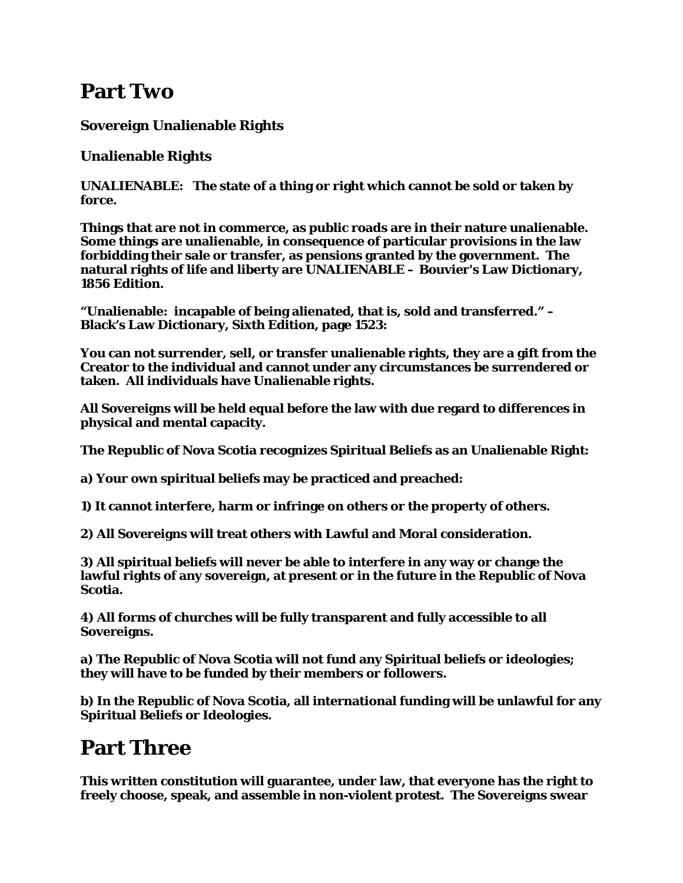# Part Two

**Sovereign Unalienable Rights**

**Unalienable Rights**

**UNALIENABLE: The state of a thing or right which cannot be sold or taken by force.**

**Things that are not in commerce, as public roads are in their nature unalienable. Some things are unalienable, in consequence of particular provisions in the law forbidding their sale or transfer, as pensions granted by the government. The natural rights of life and liberty are UNALIENABLE – Bouvier's Law Dictionary, 1856 Edition.**

**"Unalienable: incapable of being alienated, that is, sold and transferred." – Black's Law Dictionary, Sixth Edition, page 1523:**

**You can not surrender, sell, or transfer unalienable rights, they are a gift from the Creator to the individual and cannot under any circumstances be surrendered or taken. All individuals have Unalienable rights.**

**All Sovereigns will be held equal before the law with due regard to differences in physical and mental capacity.**

**The Republic of Nova Scotia recognizes Spiritual Beliefs as an Unalienable Right:**

**a) Your own spiritual beliefs may be practiced and preached:**

**1) It cannot interfere, harm or infringe on others or the property of others.**

**2) All Sovereigns will treat others with Lawful and Moral consideration.**

**3) All spiritual beliefs will never be able to interfere in any way or change the lawful rights of any sovereign, at present or in the future in the Republic of Nova Scotia.**

**4) All forms of churches will be fully transparent and fully accessible to all Sovereigns.**

**a) The Republic of Nova Scotia will not fund any Spiritual beliefs or ideologies; they will have to be funded by their members or followers.**

**b) In the Republic of Nova Scotia, all international funding will be unlawful for any Spiritual Beliefs or Ideologies.**

# Part Three

**This written constitution will guarantee, under law, that everyone has the right to freely choose, speak, and assemble in non-violent protest. The Sovereigns swear**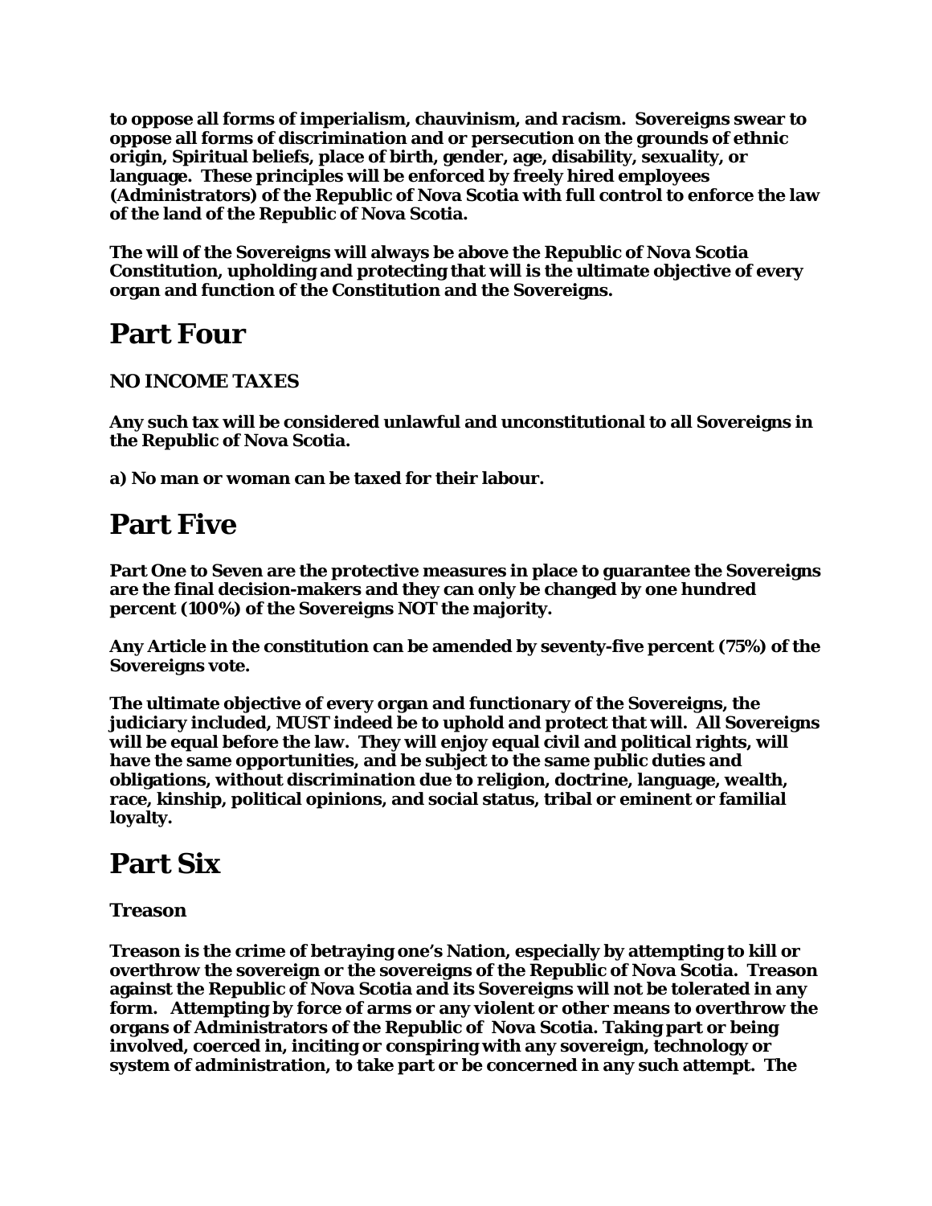**to oppose all forms of imperialism, chauvinism, and racism. Sovereigns swear to oppose all forms of discrimination and or persecution on the grounds of ethnic origin, Spiritual beliefs, place of birth, gender, age, disability, sexuality, or language. These principles will be enforced by freely hired employees (Administrators) of the Republic of Nova Scotia with full control to enforce the law of the land of the Republic of Nova Scotia.**

**The will of the Sovereigns will always be above the Republic of Nova Scotia Constitution, upholding and protecting that will is the ultimate objective of every organ and function of the Constitution and the Sovereigns.**

# Part Four

**NO INCOME TAXES**

**Any such tax will be considered unlawful and unconstitutional to all Sovereigns in the Republic of Nova Scotia.**

**a) No man or woman can be taxed for their labour.**

# Part Five

**Part One to Seven are the protective measures in place to guarantee the Sovereigns are the final decision-makers and they can only be changed by one hundred percent (100%) of the Sovereigns NOT the majority.**

**Any Article in the constitution can be amended by seventy-five percent (75%) of the Sovereigns vote.**

**The ultimate objective of every organ and functionary of the Sovereigns, the judiciary included, MUST indeed be to uphold and protect that will. All Sovereigns will be equal before the law. They will enjoy equal civil and political rights, will have the same opportunities, and be subject to the same public duties and obligations, without discrimination due to religion, doctrine, language, wealth, race, kinship, political opinions, and social status, tribal or eminent or familial loyalty.**

# Part Six

**Treason**

**Treason is the crime of betraying one's Nation, especially by attempting to kill or overthrow the sovereign or the sovereigns of the Republic of Nova Scotia. Treason against the Republic of Nova Scotia and its Sovereigns will not be tolerated in any form. Attempting by force of arms or any violent or other means to overthrow the organs of Administrators of the Republic of Nova Scotia. Taking part or being involved, coerced in, inciting or conspiring with any sovereign, technology or system of administration, to take part or be concerned in any such attempt. The**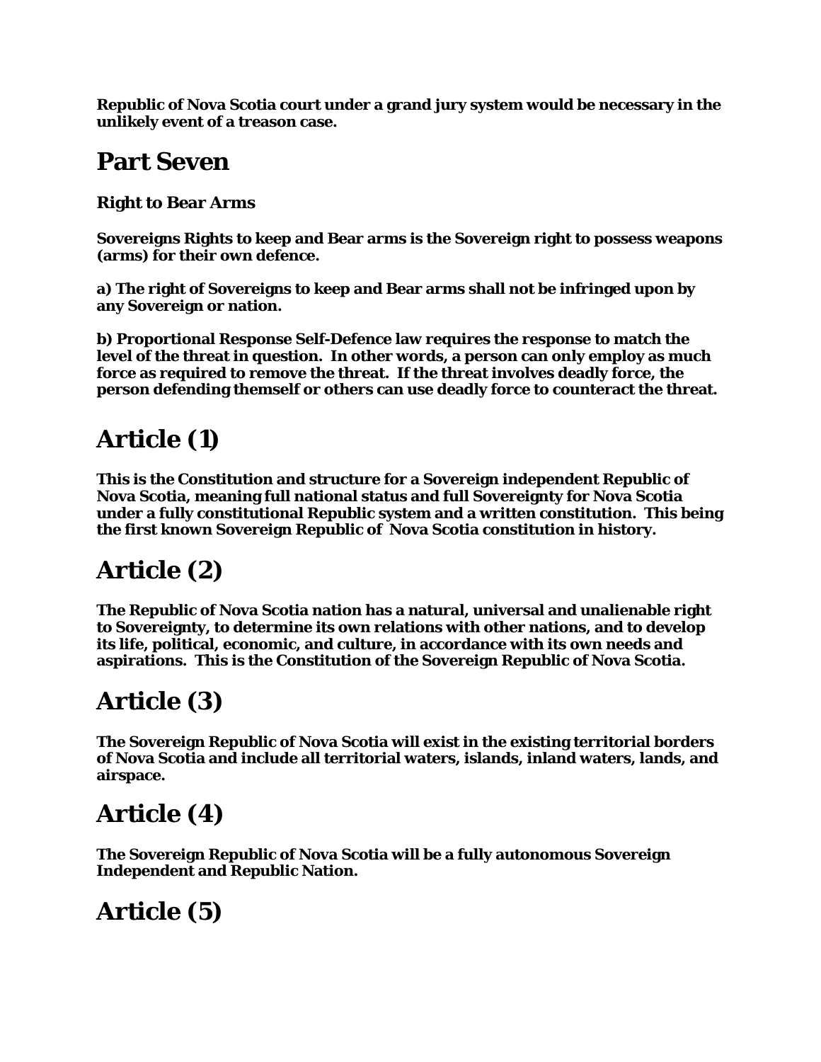**Republic of Nova Scotia court under a grand jury system would be necessary in the unlikely event of a treason case.**

## Part Seven

**Right to Bear Arms**

**Sovereigns Rights to keep and Bear arms is the Sovereign right to possess weapons (arms) for their own defence.**

**a) The right of Sovereigns to keep and Bear arms shall not be infringed upon by any Sovereign or nation.**

**b) Proportional Response Self-Defence law requires the response to match the level of the threat in question. In other words, a person can only employ as much force as required to remove the threat. If the threat involves deadly force, the person defending themself or others can use deadly force to counteract the threat.**

## Article (1)

**This is the Constitution and structure for a Sovereign independent Republic of Nova Scotia, meaning full national status and full Sovereignty for Nova Scotia under a fully constitutional Republic system and a written constitution. This being the first known Sovereign Republic of Nova Scotia constitution in history.**

## Article (2)

**The Republic of Nova Scotia nation has a natural, universal and unalienable right to Sovereignty, to determine its own relations with other nations, and to develop its life, political, economic, and culture, in accordance with its own needs and aspirations. This is the Constitution of the Sovereign Republic of Nova Scotia.**

## Article (3)

**The Sovereign Republic of Nova Scotia will exist in the existing territorial borders of Nova Scotia and include all territorial waters, islands, inland waters, lands, and airspace.**

## Article (4)

**The Sovereign Republic of Nova Scotia will be a fully autonomous Sovereign Independent and Republic Nation.**

## Article (5)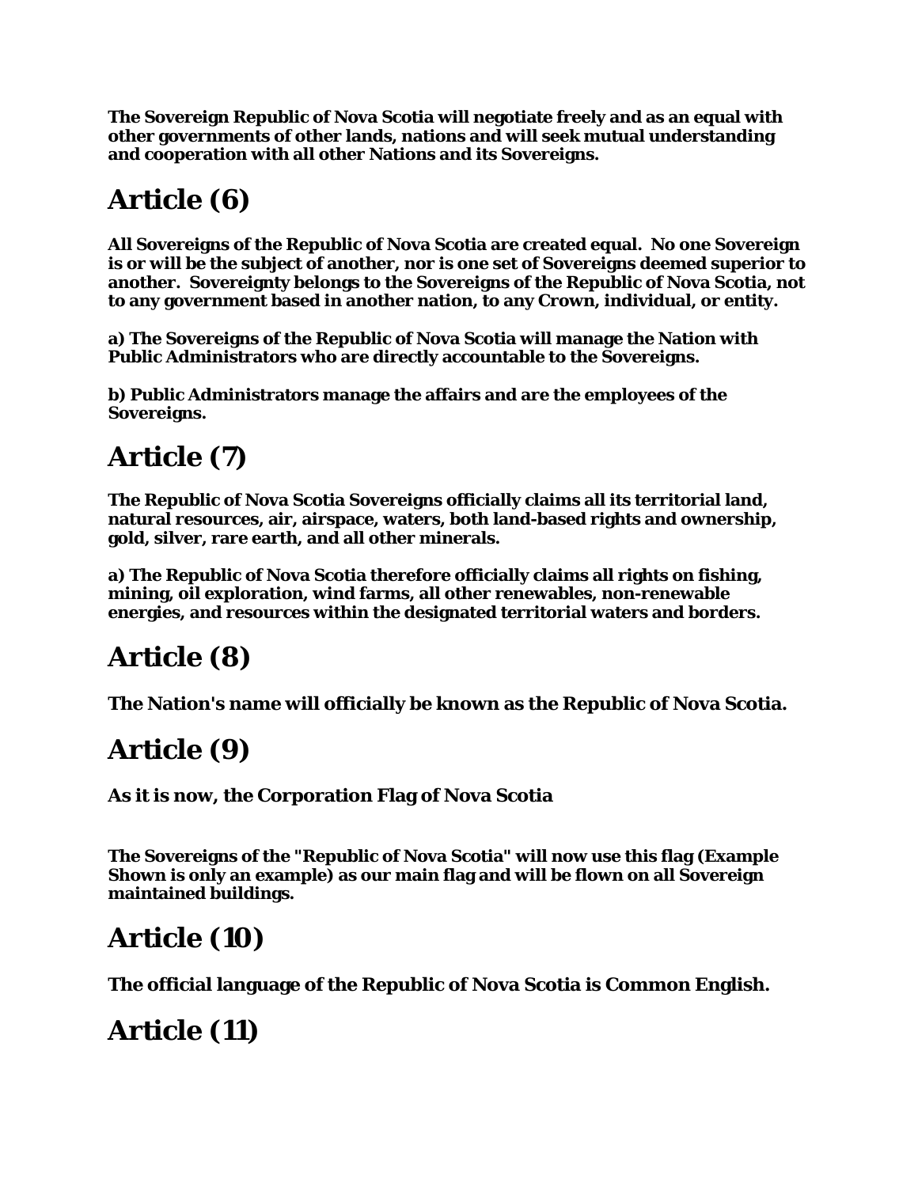**The Sovereign Republic of Nova Scotia will negotiate freely and as an equal with other governments of other lands, nations and will seek mutual understanding and cooperation with all other Nations and its Sovereigns.**

## Article (6)

**All Sovereigns of the Republic of Nova Scotia are created equal. No one Sovereign is or will be the subject of another, nor is one set of Sovereigns deemed superior to another. Sovereignty belongs to the Sovereigns of the Republic of Nova Scotia, not to any government based in another nation, to any Crown, individual, or entity.**

**a) The Sovereigns of the Republic of Nova Scotia will manage the Nation with Public Administrators who are directly accountable to the Sovereigns.**

**b) Public Administrators manage the affairs and are the employees of the Sovereigns.**

## Article (7)

**The Republic of Nova Scotia Sovereigns officially claims all its territorial land, natural resources, air, airspace, waters, both land-based rights and ownership, gold, silver, rare earth, and all other minerals.**

**a) The Republic of Nova Scotia therefore officially claims all rights on fishing, mining, oil exploration, wind farms, all other renewables, non-renewable energies, and resources within the designated territorial waters and borders.**

## Article (8)

**The Nation's name will officially be known as the Republic of Nova Scotia.**

## Article (9)

**As it is now, the Corporation Flag of Nova Scotia**

**The Sovereigns of the "Republic of Nova Scotia" will now use this flag (Example Shown is only an example) as our main flag and will be flown on all Sovereign maintained buildings.**

## Article (10)

**The official language of the Republic of Nova Scotia is Common English.**

## Article (11)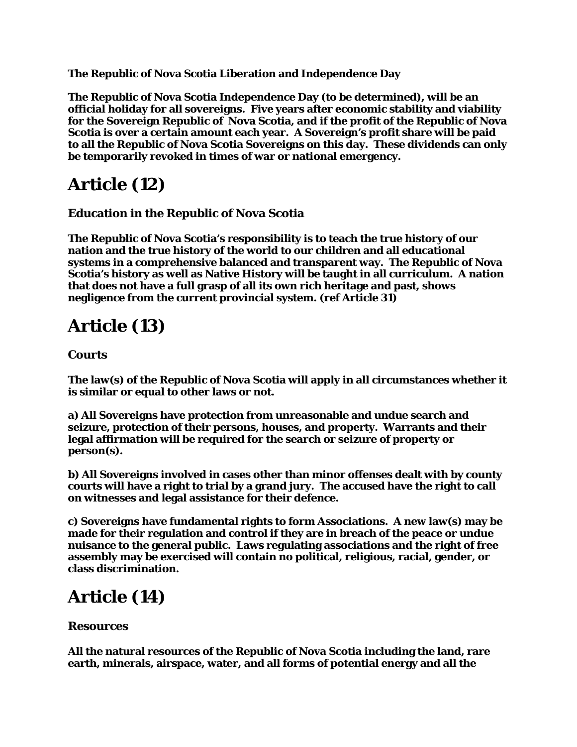**The Republic of Nova Scotia Liberation and Independence Day**

**The Republic of Nova Scotia Independence Day (to be determined), will be an official holiday for all sovereigns. Five years after economic stability and viability for the Sovereign Republic of Nova Scotia, and if the profit of the Republic of Nova Scotia is over a certain amount each year. A Sovereign's profit share will be paid to all the Republic of Nova Scotia Sovereigns on this day. These dividends can only be temporarily revoked in times of war or national emergency.**

# Article (12)

**Education in the Republic of Nova Scotia**

**The Republic of Nova Scotia's responsibility is to teach the true history of our nation and the true history of the world to our children and all educational systems in a comprehensive balanced and transparent way. The Republic of Nova Scotia's history as well as Native History will be taught in all curriculum. A nation that does not have a full grasp of all its own rich heritage and past, shows negligence from the current provincial system. (ref Article 31)**

# Article (13)

**Courts**

**The law(s) of the Republic of Nova Scotia will apply in all circumstances whether it is similar or equal to other laws or not.**

**a) All Sovereigns have protection from unreasonable and undue search and seizure, protection of their persons, houses, and property. Warrants and their legal affirmation will be required for the search or seizure of property or person(s).**

**b) All Sovereigns involved in cases other than minor offenses dealt with by county courts will have a right to trial by a grand jury. The accused have the right to call on witnesses and legal assistance for their defence.**

**c) Sovereigns have fundamental rights to form Associations. A new law(s) may be made for their regulation and control if they are in breach of the peace or undue nuisance to the general public. Laws regulating associations and the right of free assembly may be exercised will contain no political, religious, racial, gender, or class discrimination.**

# Article (14)

**Resources**

**All the natural resources of the Republic of Nova Scotia including the land, rare earth, minerals, airspace, water, and all forms of potential energy and all the**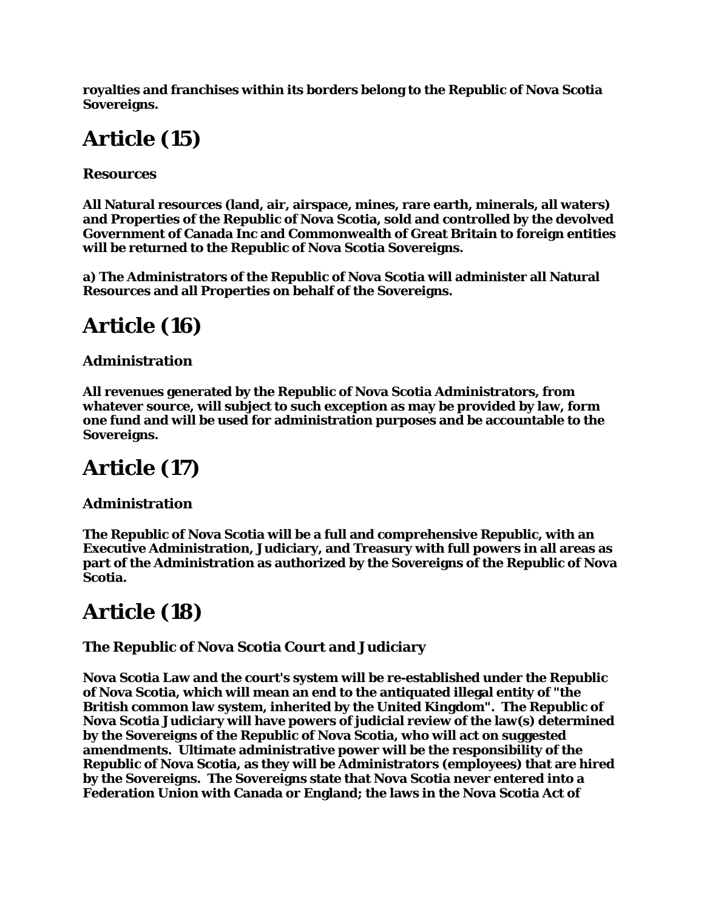**royalties and franchises within its borders belong to the Republic of Nova Scotia Sovereigns.**

# Article (15)

**Resources**

**All Natural resources (land, air, airspace, mines, rare earth, minerals, all waters) and Properties of the Republic of Nova Scotia, sold and controlled by the devolved Government of Canada Inc and Commonwealth of Great Britain to foreign entities will be returned to the Republic of Nova Scotia Sovereigns.**

**a) The Administrators of the Republic of Nova Scotia will administer all Natural Resources and all Properties on behalf of the Sovereigns.**

# Article (16)

**Administration**

**All revenues generated by the Republic of Nova Scotia Administrators, from whatever source, will subject to such exception as may be provided by law, form one fund and will be used for administration purposes and be accountable to the Sovereigns.**

# Article (17)

**Administration**

**The Republic of Nova Scotia will be a full and comprehensive Republic, with an Executive Administration, Judiciary, and Treasury with full powers in all areas as part of the Administration as authorized by the Sovereigns of the Republic of Nova Scotia.**

# Article (18)

**The Republic of Nova Scotia Court and Judiciary**

**Nova Scotia Law and the court's system will be re-established under the Republic of Nova Scotia, which will mean an end to the antiquated illegal entity of "the British common law system, inherited by the United Kingdom". The Republic of Nova Scotia Judiciary will have powers of judicial review of the law(s) determined by the Sovereigns of the Republic of Nova Scotia, who will act on suggested amendments. Ultimate administrative power will be the responsibility of the Republic of Nova Scotia, as they will be Administrators (employees) that are hired by the Sovereigns. The Sovereigns state that Nova Scotia never entered into a Federation Union with Canada or England; the laws in the Nova Scotia Act of**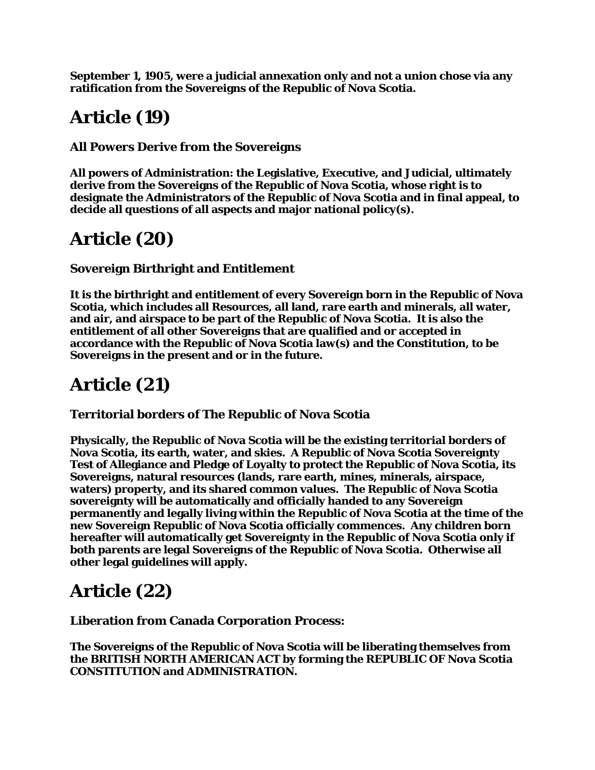**September 1, 1905, were a judicial annexation only and not a union chose via any ratification from the Sovereigns of the Republic of Nova Scotia.**

# Article (19)

**All Powers Derive from the Sovereigns**

**All powers of Administration: the Legislative, Executive, and Judicial, ultimately derive from the Sovereigns of the Republic of Nova Scotia, whose right is to designate the Administrators of the Republic of Nova Scotia and in final appeal, to decide all questions of all aspects and major national policy(s).**

# Article (20)

**Sovereign Birthright and Entitlement**

**It is the birthright and entitlement of every Sovereign born in the Republic of Nova Scotia, which includes all Resources, all land, rare earth and minerals, all water, and air, and airspace to be part of the Republic of Nova Scotia. It is also the entitlement of all other Sovereigns that are qualified and or accepted in accordance with the Republic of Nova Scotia law(s) and the Constitution, to be Sovereigns in the present and or in the future.**

# Article (21)

**Territorial borders of The Republic of Nova Scotia**

**Physically, the Republic of Nova Scotia will be the existing territorial borders of Nova Scotia, its earth, water, and skies. A Republic of Nova Scotia Sovereignty Test of Allegiance and Pledge of Loyalty to protect the Republic of Nova Scotia, its Sovereigns, natural resources (lands, rare earth, mines, minerals, airspace, waters) property, and its shared common values. The Republic of Nova Scotia sovereignty will be automatically and officially handed to any Sovereign permanently and legally living within the Republic of Nova Scotia at the time of the new Sovereign Republic of Nova Scotia officially commences. Any children born hereafter will automatically get Sovereignty in the Republic of Nova Scotia only if both parents are legal Sovereigns of the Republic of Nova Scotia. Otherwise all other legal guidelines will apply.**

# Article (22)

**Liberation from Canada Corporation Process:**

**The Sovereigns of the Republic of Nova Scotia will be liberating themselves from the BRITISH NORTH AMERICAN ACT by forming the REPUBLIC OF Nova Scotia CONSTITUTION and ADMINISTRATION.**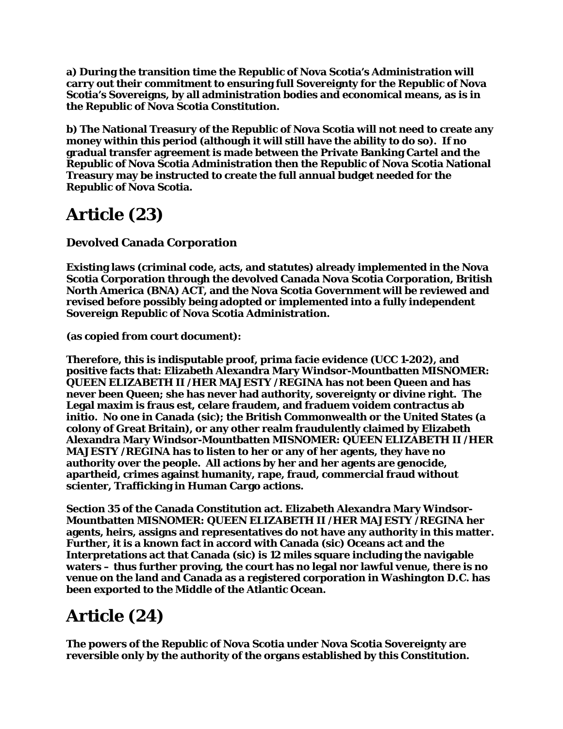**a) During the transition time the Republic of Nova Scotia's Administration will carry out their commitment to ensuring full Sovereignty for the Republic of Nova Scotia's Sovereigns, by all administration bodies and economical means, as is in the Republic of Nova Scotia Constitution.**

**b) The National Treasury of the Republic of Nova Scotia will not need to create any money within this period (although it will still have the ability to do so). If no gradual transfer agreement is made between the Private Banking Cartel and the Republic of Nova Scotia Administration then the Republic of Nova Scotia National Treasury may be instructed to create the full annual budget needed for the Republic of Nova Scotia.**

# Article (23)

**Devolved Canada Corporation**

**Existing laws (criminal code, acts, and statutes) already implemented in the Nova Scotia Corporation through the devolved Canada Nova Scotia Corporation, British North America (BNA) ACT, and the Nova Scotia Government will be reviewed and revised before possibly being adopted or implemented into a fully independent Sovereign Republic of Nova Scotia Administration.**

**(as copied from court document):**

**Therefore, this is indisputable proof, prima facie evidence (UCC 1-202), and positive facts that: Elizabeth Alexandra Mary Windsor-Mountbatten MISNOMER: QUEEN ELIZABETH II /HER MAJESTY /REGINA has not been Queen and has never been Queen; she has never had authority, sovereignty or divine right. The Legal maxim is fraus est, celare fraudem, and fraduem voidem contractus ab initio. No one in Canada (sic); the British Commonwealth or the United States (a colony of Great Britain), or any other realm fraudulently claimed by Elizabeth Alexandra Mary Windsor-Mountbatten MISNOMER: QUEEN ELIZABETH II /HER MAJESTY /REGINA has to listen to her or any of her agents, they have no authority over the people. All actions by her and her agents are genocide, apartheid, crimes against humanity, rape, fraud, commercial fraud without scienter, Trafficking in Human Cargo actions.**

**Section 35 of the Canada Constitution act. Elizabeth Alexandra Mary Windsor-Mountbatten MISNOMER: QUEEN ELIZABETH II /HER MAJESTY /REGINA her agents, heirs, assigns and representatives do not have any authority in this matter. Further, it is a known fact in accord with Canada (sic) Oceans act and the Interpretations act that Canada (sic) is 12 miles square including the navigable waters – thus further proving, the court has no legal nor lawful venue, there is no venue on the land and Canada as a registered corporation in Washington D.C. has been exported to the Middle of the Atlantic Ocean.**

# Article (24)

**The powers of the Republic of Nova Scotia under Nova Scotia Sovereignty are reversible only by the authority of the organs established by this Constitution.**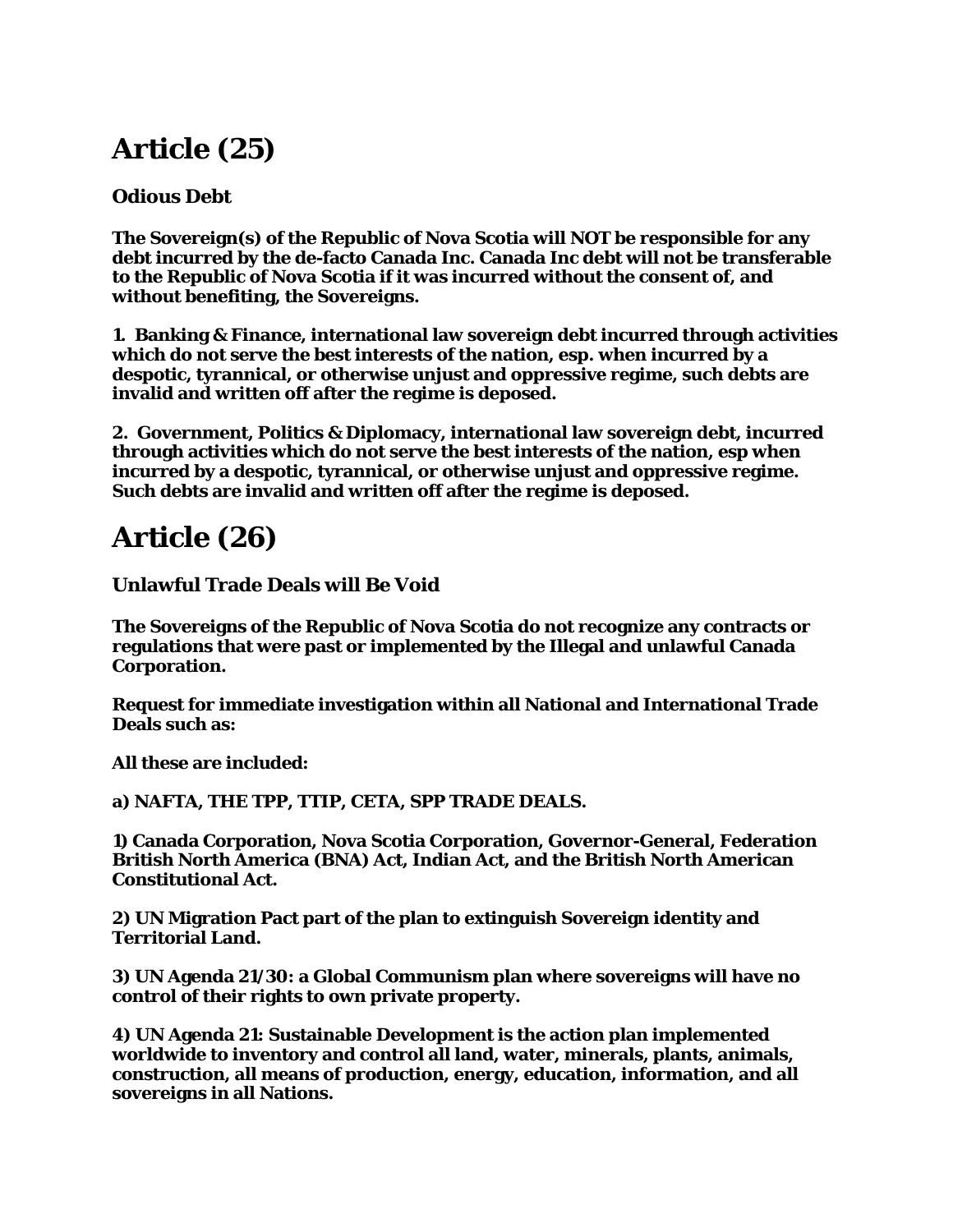# Article (25)

**Odious Debt**

**The Sovereign(s) of the Republic of Nova Scotia will NOT be responsible for any debt incurred by the de-facto Canada Inc. Canada Inc debt will not be transferable to the Republic of Nova Scotia if it was incurred without the consent of, and without benefiting, the Sovereigns.**

**1. Banking & Finance, international law sovereign debt incurred through activities which do not serve the best interests of the nation, esp. when incurred by a despotic, tyrannical, or otherwise unjust and oppressive regime, such debts are invalid and written off after the regime is deposed.**

**2. Government, Politics & Diplomacy, international law sovereign debt, incurred through activities which do not serve the best interests of the nation, esp when incurred by a despotic, tyrannical, or otherwise unjust and oppressive regime. Such debts are invalid and written off after the regime is deposed.**

# Article (26)

**Unlawful Trade Deals will Be Void**

**The Sovereigns of the Republic of Nova Scotia do not recognize any contracts or regulations that were past or implemented by the Illegal and unlawful Canada Corporation.**

**Request for immediate investigation within all National and International Trade Deals such as:**

**All these are included:**

**a) NAFTA, THE TPP, TTIP, CETA, SPP TRADE DEALS.**

**1) Canada Corporation, Nova Scotia Corporation, Governor-General, Federation British North America (BNA) Act, Indian Act, and the British North American Constitutional Act.**

**2) UN Migration Pact part of the plan to extinguish Sovereign identity and Territorial Land.**

**3) UN Agenda 21/30: a Global Communism plan where sovereigns will have no control of their rights to own private property.**

**4) UN Agenda 21: Sustainable Development is the action plan implemented worldwide to inventory and control all land, water, minerals, plants, animals, construction, all means of production, energy, education, information, and all sovereigns in all Nations.**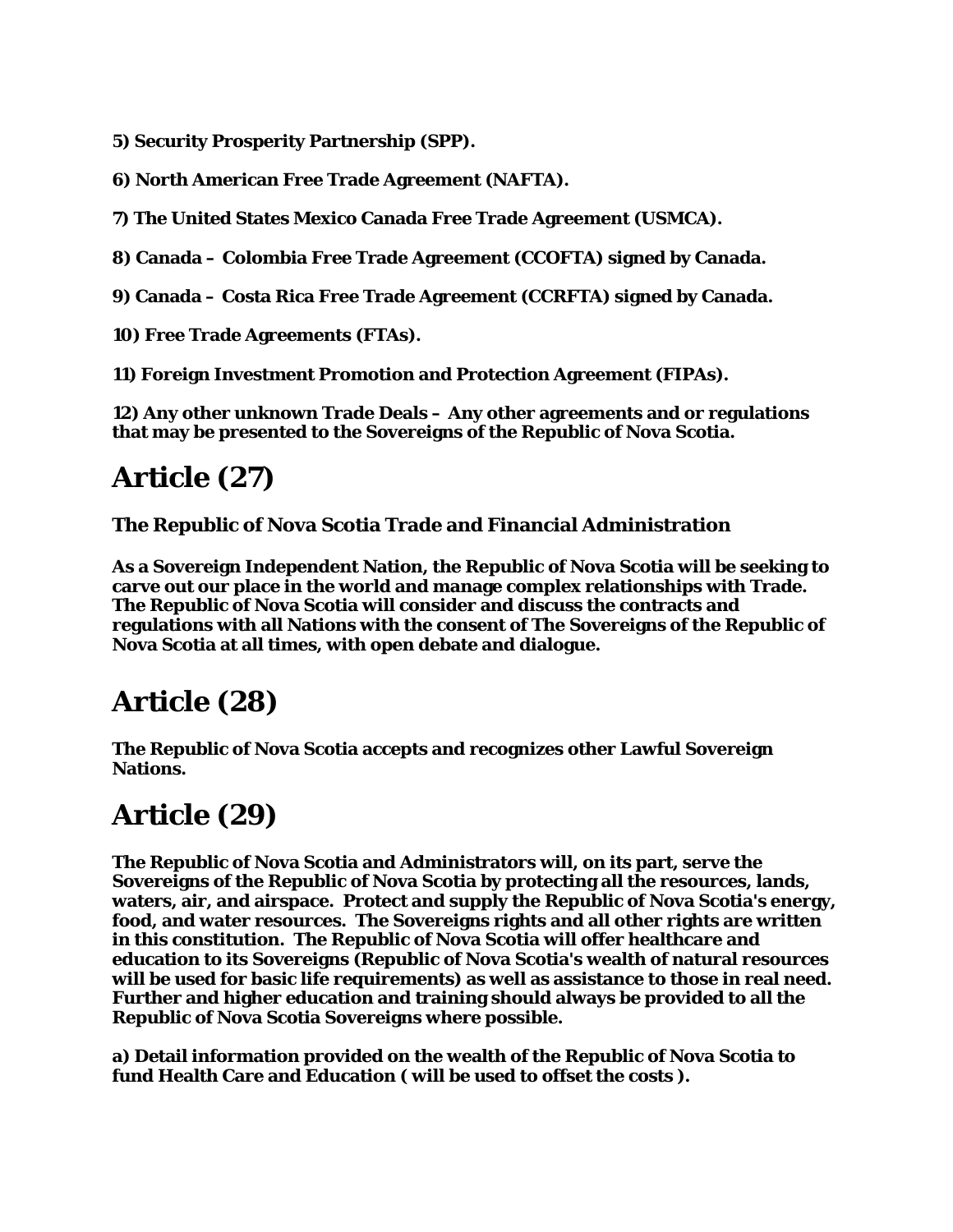**5) Security Prosperity Partnership (SPP).**

**6) North American Free Trade Agreement (NAFTA).**

**7) The United States Mexico Canada Free Trade Agreement (USMCA).**

**8) Canada – Colombia Free Trade Agreement (CCOFTA) signed by Canada.**

**9) Canada – Costa Rica Free Trade Agreement (CCRFTA) signed by Canada.**

**10) Free Trade Agreements (FTAs).**

**11) Foreign Investment Promotion and Protection Agreement (FIPAs).**

**12) Any other unknown Trade Deals – Any other agreements and or regulations that may be presented to the Sovereigns of the Republic of Nova Scotia.**

## Article (27)

**The Republic of Nova Scotia Trade and Financial Administration**

**As a Sovereign Independent Nation, the Republic of Nova Scotia will be seeking to carve out our place in the world and manage complex relationships with Trade. The Republic of Nova Scotia will consider and discuss the contracts and regulations with all Nations with the consent of The Sovereigns of the Republic of Nova Scotia at all times, with open debate and dialogue.**

## Article (28)

**The Republic of Nova Scotia accepts and recognizes other Lawful Sovereign Nations.**

## Article (29)

**The Republic of Nova Scotia and Administrators will, on its part, serve the Sovereigns of the Republic of Nova Scotia by protecting all the resources, lands, waters, air, and airspace. Protect and supply the Republic of Nova Scotia's energy, food, and water resources. The Sovereigns rights and all other rights are written in this constitution. The Republic of Nova Scotia will offer healthcare and education to its Sovereigns (Republic of Nova Scotia's wealth of natural resources will be used for basic life requirements) as well as assistance to those in real need. Further and higher education and training should always be provided to all the Republic of Nova Scotia Sovereigns where possible.**

**a) Detail information provided on the wealth of the Republic of Nova Scotia to fund Health Care and Education ( will be used to offset the costs ).**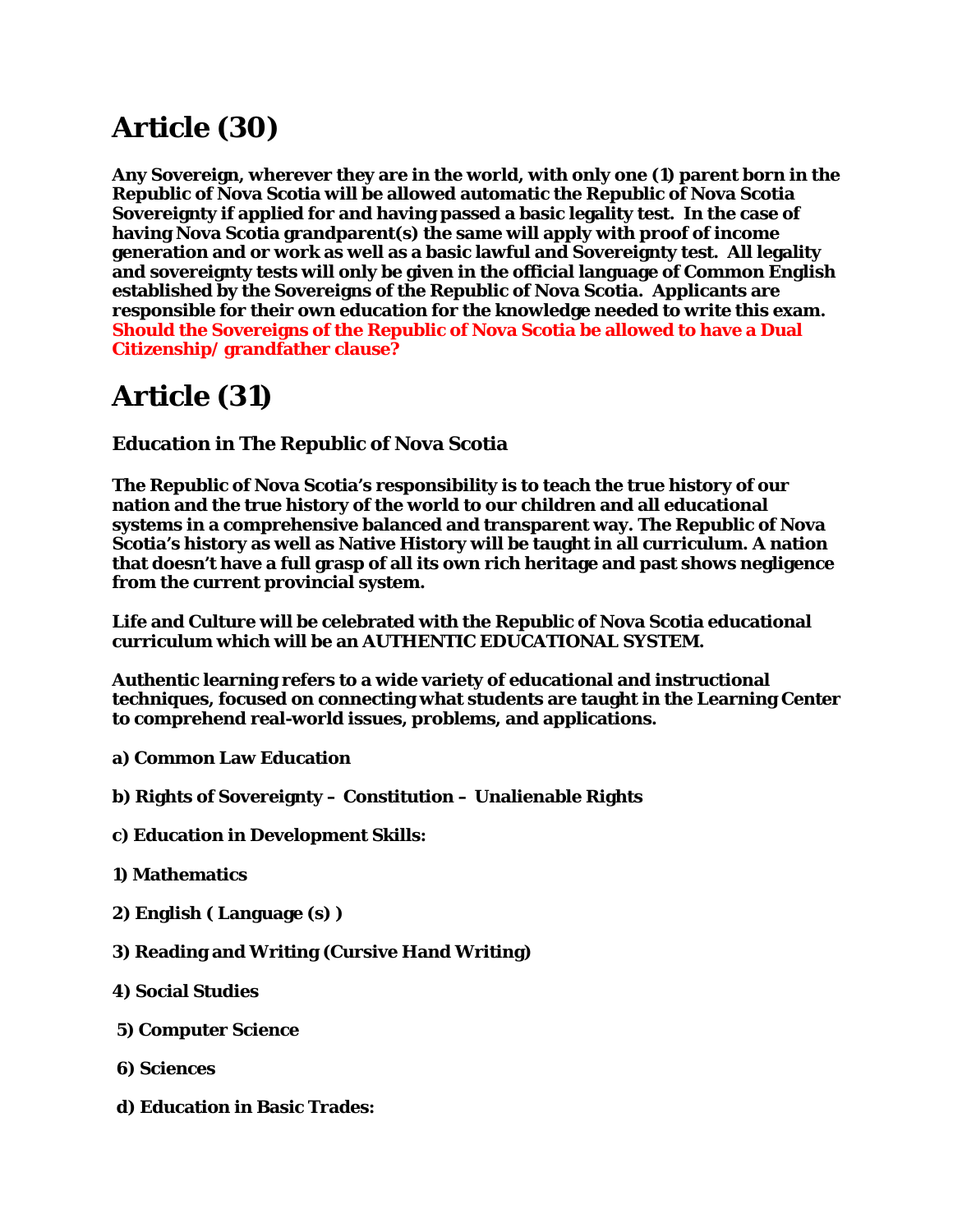# Article (30)

**Any Sovereign, wherever they are in the world, with only one (1) parent born in the Republic of Nova Scotia will be allowed automatic the Republic of Nova Scotia Sovereignty if applied for and having passed a basic legality test. In the case of having Nova Scotia grandparent(s) the same will apply with proof of income generation and or work as well as a basic lawful and Sovereignty test. All legality and sovereignty tests will only be given in the official language of Common English established by the Sovereigns of the Republic of Nova Scotia. Applicants are responsible for their own education for the knowledge needed to write this exam. Should the Sovereigns of the Republic of Nova Scotia be allowed to have a Dual Citizenship/ grandfather clause?**

# Article (31)

**Education in The Republic of Nova Scotia**

**The Republic of Nova Scotia's responsibility is to teach the true history of our nation and the true history of the world to our children and all educational systems in a comprehensive balanced and transparent way. The Republic of Nova Scotia's history as well as Native History will be taught in all curriculum. A nation that doesn't have a full grasp of all its own rich heritage and past shows negligence from the current provincial system.**

**Life and Culture will be celebrated with the Republic of Nova Scotia educational curriculum which will be an AUTHENTIC EDUCATIONAL SYSTEM.**

**Authentic learning refers to a wide variety of educational and instructional techniques, focused on connecting what students are taught in the Learning Center to comprehend real-world issues, problems, and applications.**

**a) Common Law Education**

**b) Rights of Sovereignty – Constitution – Unalienable Rights**

**c) Education in Development Skills:**

**1) Mathematics**

**2) English ( Language (s) )**

**3) Reading and Writing (Cursive Hand Writing)**

**4) Social Studies**

**5) Computer Science**

**6) Sciences**

**d) Education in Basic Trades:**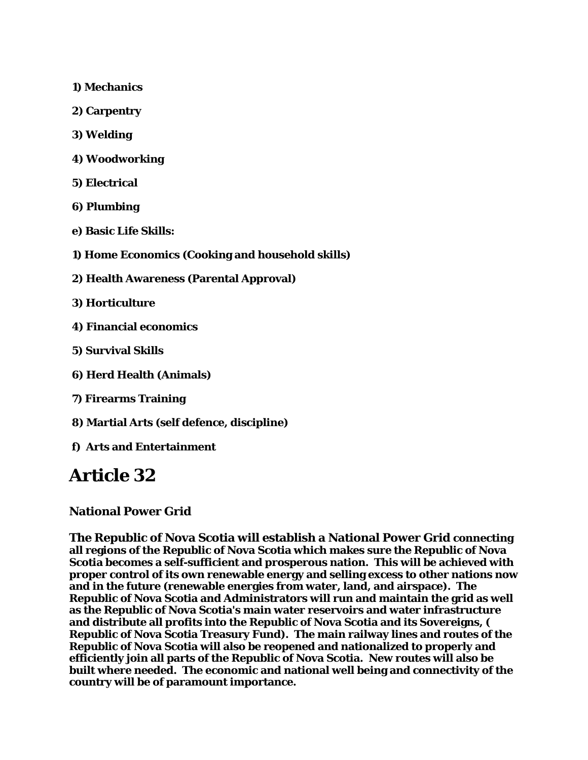**1) Mechanics**

**2) Carpentry**

**3) Welding**

**4) Woodworking**

**5) Electrical**

**6) Plumbing**

**e) Basic Life Skills:**

**1) Home Economics (Cooking and household skills)**

**2) Health Awareness (Parental Approval)**

**3) Horticulture**

**4) Financial economics**

**5) Survival Skills**

**6) Herd Health (Animals)**

**7) Firearms Training**

**8) Martial Arts (self defence, discipline)**

**f) Arts and Entertainment**

# Article 32

### National Power Grid

**The Republic of Nova Scotia will establish a National Power Grid connecting all regions of the Republic of Nova Scotia which makes sure the Republic of Nova Scotia becomes a self-sufficient and prosperous nation. This will be achieved with proper control of its own renewable energy and selling excess to other nations now and in the future (renewable energies from water, land, and airspace). The Republic of Nova Scotia and Administrators will run and maintain the grid as well as the Republic of Nova Scotia's main water reservoirs and water infrastructure and distribute all profits into the Republic of Nova Scotia and its Sovereigns, ( Republic of Nova Scotia Treasury Fund). The main railway lines and routes of the Republic of Nova Scotia will also be reopened and nationalized to properly and efficiently join all parts of the Republic of Nova Scotia. New routes will also be built where needed. The economic and national well being and connectivity of the country will be of paramount importance.**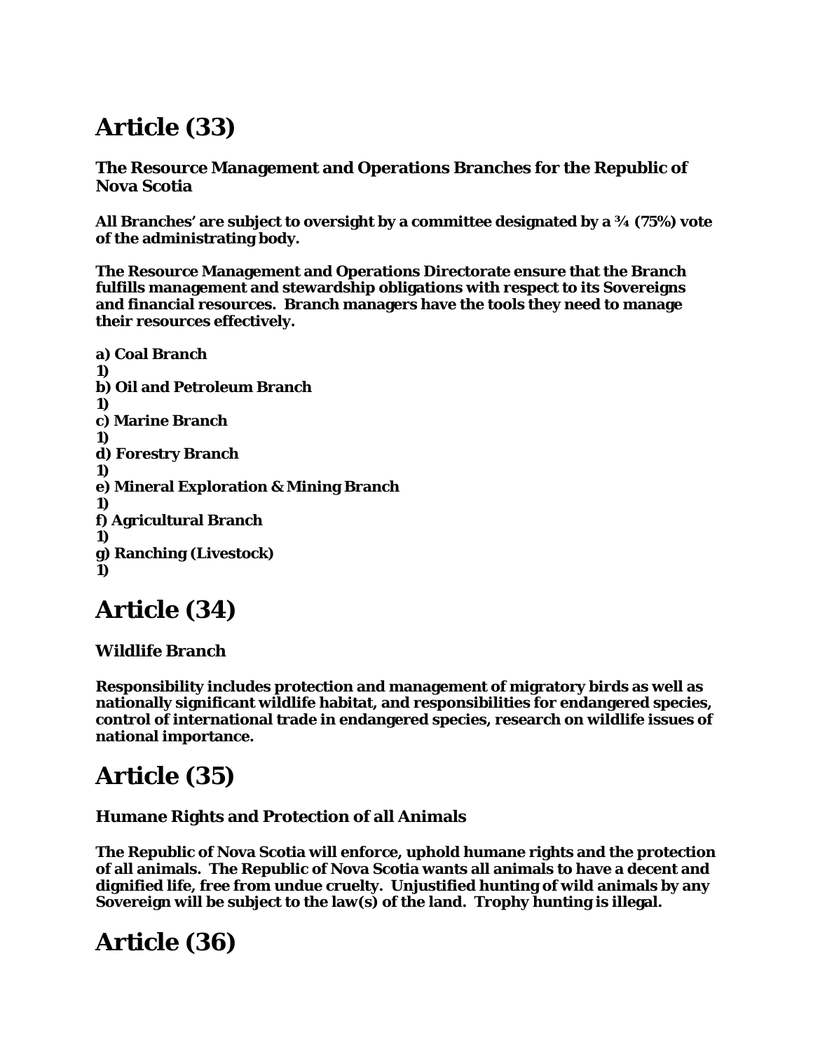# Article (33)

**The Resource Management and Operations Branches for the Republic of Nova Scotia**

**All Branches' are subject to oversight by a committee designated by a ¾ (75%) vote of the administrating body.**

**The Resource Management and Operations Directorate ensure that the Branch fulfills management and stewardship obligations with respect to its Sovereigns and financial resources. Branch managers have the tools they need to manage their resources effectively.**

**a) Coal Branch**
**1)**
**b) Oil and Petroleum Branch**
**1)**
**c) Marine Branch**
**1)**
**d) Forestry Branch**
**1)**
**e) Mineral Exploration & Mining Branch**
**1)**
**f) Agricultural Branch**
**1)**
**g) Ranching (Livestock)**
**1)**

# Article (34)

**Wildlife Branch**

**Responsibility includes protection and management of migratory birds as well as nationally significant wildlife habitat, and responsibilities for endangered species, control of international trade in endangered species, research on wildlife issues of national importance.**

# Article (35)

**Humane Rights and Protection of all Animals**

**The Republic of Nova Scotia will enforce, uphold humane rights and the protection of all animals. The Republic of Nova Scotia wants all animals to have a decent and dignified life, free from undue cruelty. Unjustified hunting of wild animals by any Sovereign will be subject to the law(s) of the land. Trophy hunting is illegal.**

# Article (36)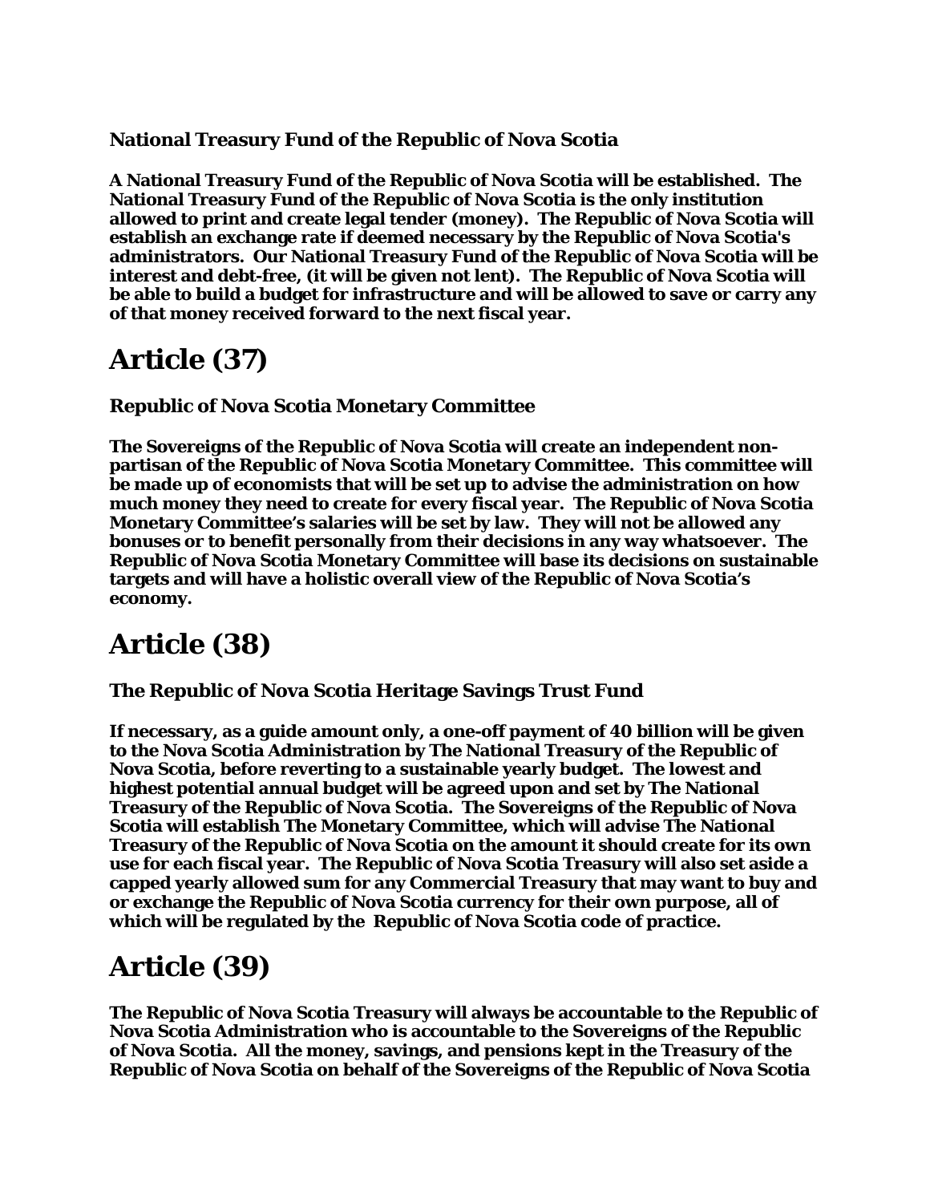**National Treasury Fund of the Republic of Nova Scotia**

**A National Treasury Fund of the Republic of Nova Scotia will be established. The National Treasury Fund of the Republic of Nova Scotia is the only institution allowed to print and create legal tender (money). The Republic of Nova Scotia will establish an exchange rate if deemed necessary by the Republic of Nova Scotia's administrators. Our National Treasury Fund of the Republic of Nova Scotia will be interest and debt-free, (it will be given not lent). The Republic of Nova Scotia will be able to build a budget for infrastructure and will be allowed to save or carry any of that money received forward to the next fiscal year.**

# Article (37)

**Republic of Nova Scotia Monetary Committee**

**The Sovereigns of the Republic of Nova Scotia will create an independent non-partisan of the Republic of Nova Scotia Monetary Committee. This committee will be made up of economists that will be set up to advise the administration on how much money they need to create for every fiscal year. The Republic of Nova Scotia Monetary Committee's salaries will be set by law. They will not be allowed any bonuses or to benefit personally from their decisions in any way whatsoever. The Republic of Nova Scotia Monetary Committee will base its decisions on sustainable targets and will have a holistic overall view of the Republic of Nova Scotia's economy.**

# Article (38)

**The Republic of Nova Scotia Heritage Savings Trust Fund**

**If necessary, as a guide amount only, a one-off payment of 40 billion will be given to the Nova Scotia Administration by The National Treasury of the Republic of Nova Scotia, before reverting to a sustainable yearly budget. The lowest and highest potential annual budget will be agreed upon and set by The National Treasury of the Republic of Nova Scotia. The Sovereigns of the Republic of Nova Scotia will establish The Monetary Committee, which will advise The National Treasury of the Republic of Nova Scotia on the amount it should create for its own use for each fiscal year. The Republic of Nova Scotia Treasury will also set aside a capped yearly allowed sum for any Commercial Treasury that may want to buy and or exchange the Republic of Nova Scotia currency for their own purpose, all of which will be regulated by the Republic of Nova Scotia code of practice.**

# Article (39)

**The Republic of Nova Scotia Treasury will always be accountable to the Republic of Nova Scotia Administration who is accountable to the Sovereigns of the Republic of Nova Scotia. All the money, savings, and pensions kept in the Treasury of the Republic of Nova Scotia on behalf of the Sovereigns of the Republic of Nova Scotia**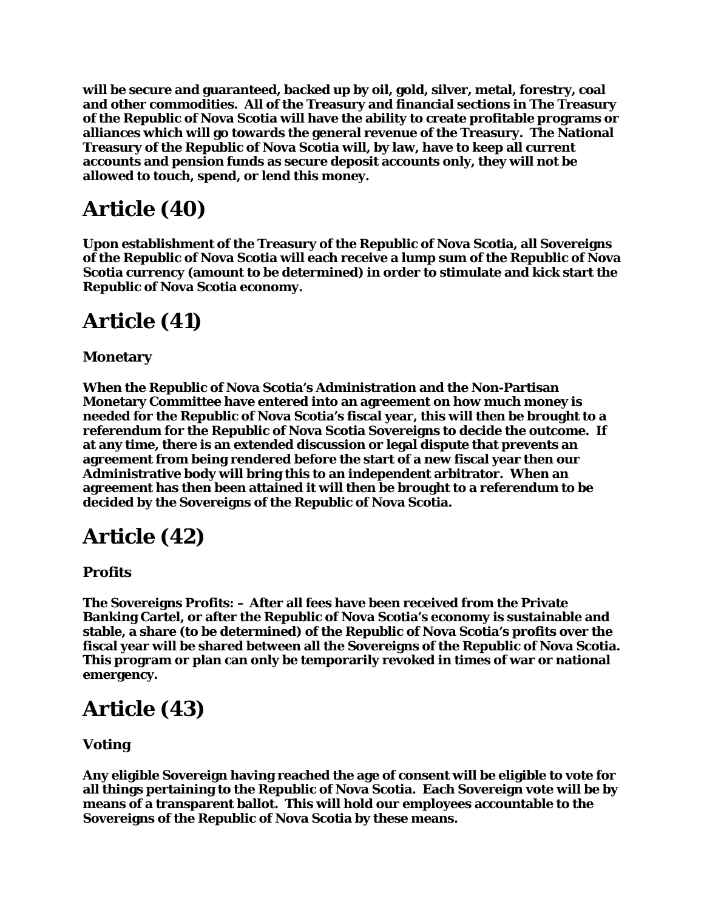**will be secure and guaranteed, backed up by oil, gold, silver, metal, forestry, coal and other commodities. All of the Treasury and financial sections in The Treasury of the Republic of Nova Scotia will have the ability to create profitable programs or alliances which will go towards the general revenue of the Treasury. The National Treasury of the Republic of Nova Scotia will, by law, have to keep all current accounts and pension funds as secure deposit accounts only, they will not be allowed to touch, spend, or lend this money.**

# Article (40)

**Upon establishment of the Treasury of the Republic of Nova Scotia, all Sovereigns of the Republic of Nova Scotia will each receive a lump sum of the Republic of Nova Scotia currency (amount to be determined) in order to stimulate and kick start the Republic of Nova Scotia economy.**

# Article (41)

**Monetary**

**When the Republic of Nova Scotia's Administration and the Non-Partisan Monetary Committee have entered into an agreement on how much money is needed for the Republic of Nova Scotia's fiscal year, this will then be brought to a referendum for the Republic of Nova Scotia Sovereigns to decide the outcome. If at any time, there is an extended discussion or legal dispute that prevents an agreement from being rendered before the start of a new fiscal year then our Administrative body will bring this to an independent arbitrator. When an agreement has then been attained it will then be brought to a referendum to be decided by the Sovereigns of the Republic of Nova Scotia.**

# Article (42)

**Profits**

**The Sovereigns Profits: – After all fees have been received from the Private Banking Cartel, or after the Republic of Nova Scotia's economy is sustainable and stable, a share (to be determined) of the Republic of Nova Scotia's profits over the fiscal year will be shared between all the Sovereigns of the Republic of Nova Scotia. This program or plan can only be temporarily revoked in times of war or national emergency.**

# Article (43)

**Voting**

**Any eligible Sovereign having reached the age of consent will be eligible to vote for all things pertaining to the Republic of Nova Scotia. Each Sovereign vote will be by means of a transparent ballot. This will hold our employees accountable to the Sovereigns of the Republic of Nova Scotia by these means.**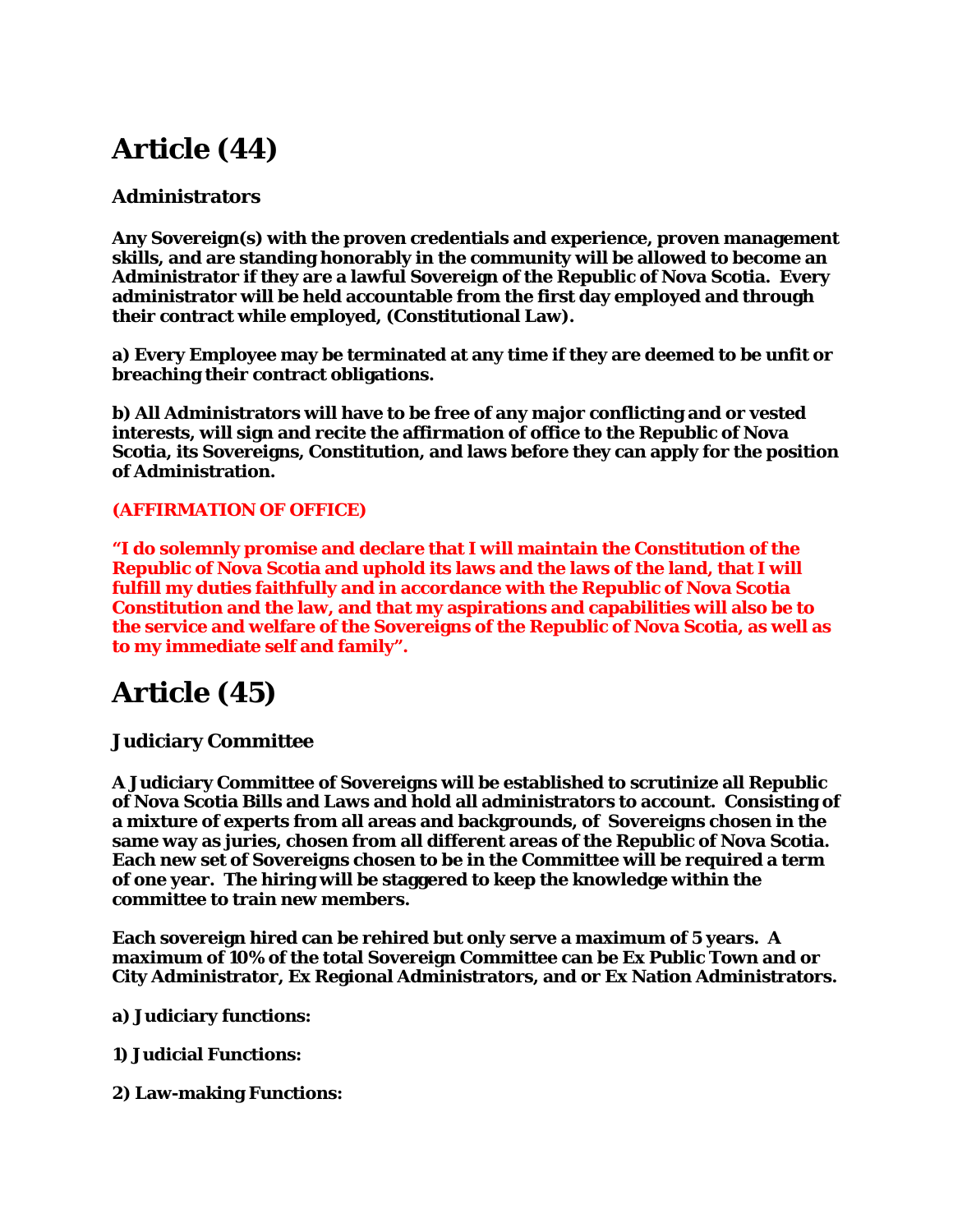# Article (44)

**Administrators**

**Any Sovereign(s) with the proven credentials and experience, proven management skills, and are standing honorably in the community will be allowed to become an Administrator if they are a lawful Sovereign of the Republic of Nova Scotia. Every administrator will be held accountable from the first day employed and through their contract while employed, (Constitutional Law).**

**a) Every Employee may be terminated at any time if they are deemed to be unfit or breaching their contract obligations.**

**b) All Administrators will have to be free of any major conflicting and or vested interests, will sign and recite the affirmation of office to the Republic of Nova Scotia, its Sovereigns, Constitution, and laws before they can apply for the position of Administration.**

**(AFFIRMATION OF OFFICE)**

**"I do solemnly promise and declare that I will maintain the Constitution of the Republic of Nova Scotia and uphold its laws and the laws of the land, that I will fulfill my duties faithfully and in accordance with the Republic of Nova Scotia Constitution and the law, and that my aspirations and capabilities will also be to the service and welfare of the Sovereigns of the Republic of Nova Scotia, as well as to my immediate self and family".**

# Article (45)

**Judiciary Committee**

**A Judiciary Committee of Sovereigns will be established to scrutinize all Republic of Nova Scotia Bills and Laws and hold all administrators to account. Consisting of a mixture of experts from all areas and backgrounds, of Sovereigns chosen in the same way as juries, chosen from all different areas of the Republic of Nova Scotia. Each new set of Sovereigns chosen to be in the Committee will be required a term of one year. The hiring will be staggered to keep the knowledge within the committee to train new members.**

**Each sovereign hired can be rehired but only serve a maximum of 5 years. A maximum of 10% of the total Sovereign Committee can be Ex Public Town and or City Administrator, Ex Regional Administrators, and or Ex Nation Administrators.**

**a) Judiciary functions:**

**1) Judicial Functions:**

**2) Law-making Functions:**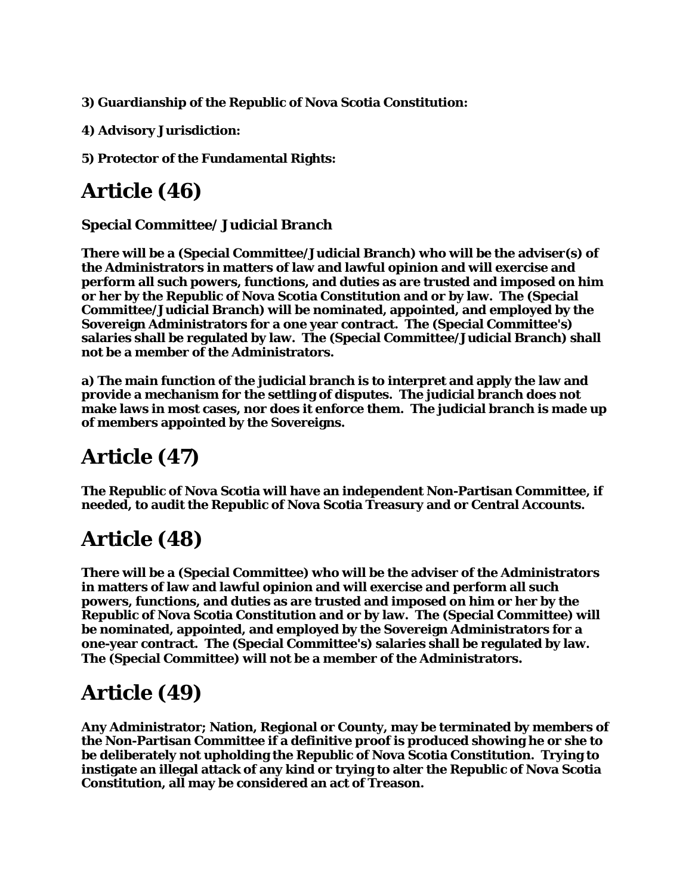**3) Guardianship of the Republic of Nova Scotia Constitution:**

**4) Advisory Jurisdiction:**

**5) Protector of the Fundamental Rights:**

# Article (46)

**Special Committee/ Judicial Branch**

**There will be a (Special Committee/Judicial Branch) who will be the adviser(s) of the Administrators in matters of law and lawful opinion and will exercise and perform all such powers, functions, and duties as are trusted and imposed on him or her by the Republic of Nova Scotia Constitution and or by law. The (Special Committee/Judicial Branch) will be nominated, appointed, and employed by the Sovereign Administrators for a one year contract. The (Special Committee's) salaries shall be regulated by law. The (Special Committee/Judicial Branch) shall not be a member of the Administrators.**

**a) The main function of the judicial branch is to interpret and apply the law and provide a mechanism for the settling of disputes. The judicial branch does not make laws in most cases, nor does it enforce them. The judicial branch is made up of members appointed by the Sovereigns.**

# Article (47)

**The Republic of Nova Scotia will have an independent Non-Partisan Committee, if needed, to audit the Republic of Nova Scotia Treasury and or Central Accounts.**

# Article (48)

**There will be a (Special Committee) who will be the adviser of the Administrators in matters of law and lawful opinion and will exercise and perform all such powers, functions, and duties as are trusted and imposed on him or her by the Republic of Nova Scotia Constitution and or by law. The (Special Committee) will be nominated, appointed, and employed by the Sovereign Administrators for a one-year contract. The (Special Committee's) salaries shall be regulated by law. The (Special Committee) will not be a member of the Administrators.**

# Article (49)

**Any Administrator; Nation, Regional or County, may be terminated by members of the Non-Partisan Committee if a definitive proof is produced showing he or she to be deliberately not upholding the Republic of Nova Scotia Constitution. Trying to instigate an illegal attack of any kind or trying to alter the Republic of Nova Scotia Constitution, all may be considered an act of Treason.**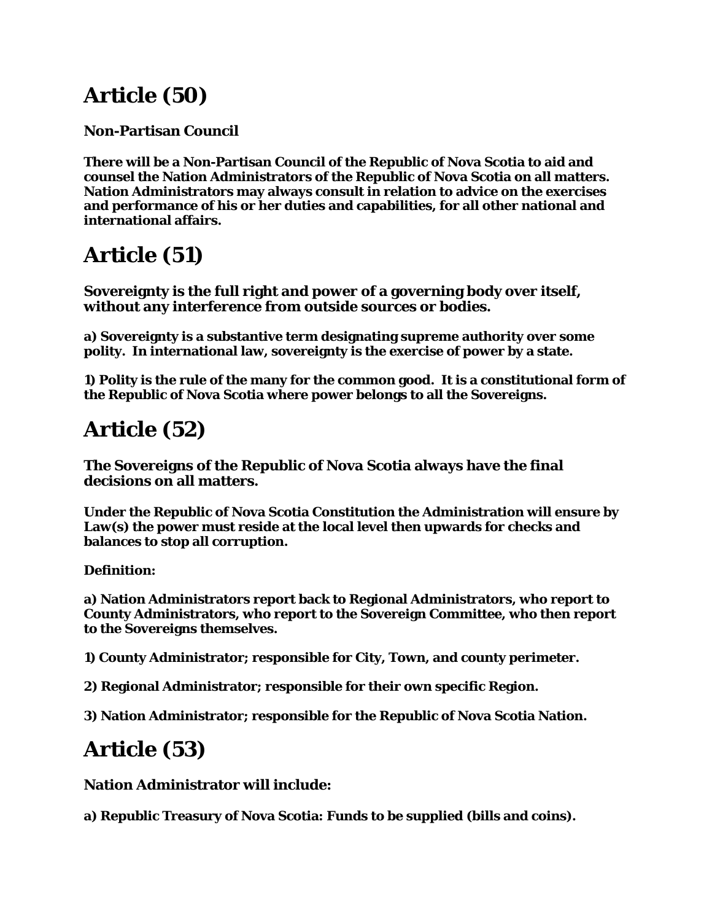# Article (50)

**Non-Partisan Council**

**There will be a Non-Partisan Council of the Republic of Nova Scotia to aid and counsel the Nation Administrators of the Republic of Nova Scotia on all matters. Nation Administrators may always consult in relation to advice on the exercises and performance of his or her duties and capabilities, for all other national and international affairs.**

# Article (51)

**Sovereignty is the full right and power of a governing body over itself, without any interference from outside sources or bodies.**

**a) Sovereignty is a substantive term designating supreme authority over some polity. In international law, sovereignty is the exercise of power by a state.**

**1) Polity is the rule of the many for the common good. It is a constitutional form of the Republic of Nova Scotia where power belongs to all the Sovereigns.**

# Article (52)

**The Sovereigns of the Republic of Nova Scotia always have the final decisions on all matters.**

**Under the Republic of Nova Scotia Constitution the Administration will ensure by Law(s) the power must reside at the local level then upwards for checks and balances to stop all corruption.**

**Definition:**

**a) Nation Administrators report back to Regional Administrators, who report to County Administrators, who report to the Sovereign Committee, who then report to the Sovereigns themselves.**

**1) County Administrator; responsible for City, Town, and county perimeter.**

**2) Regional Administrator; responsible for their own specific Region.**

**3) Nation Administrator; responsible for the Republic of Nova Scotia Nation.**

# Article (53)

**Nation Administrator will include:**

**a) Republic Treasury of Nova Scotia: Funds to be supplied (bills and coins).**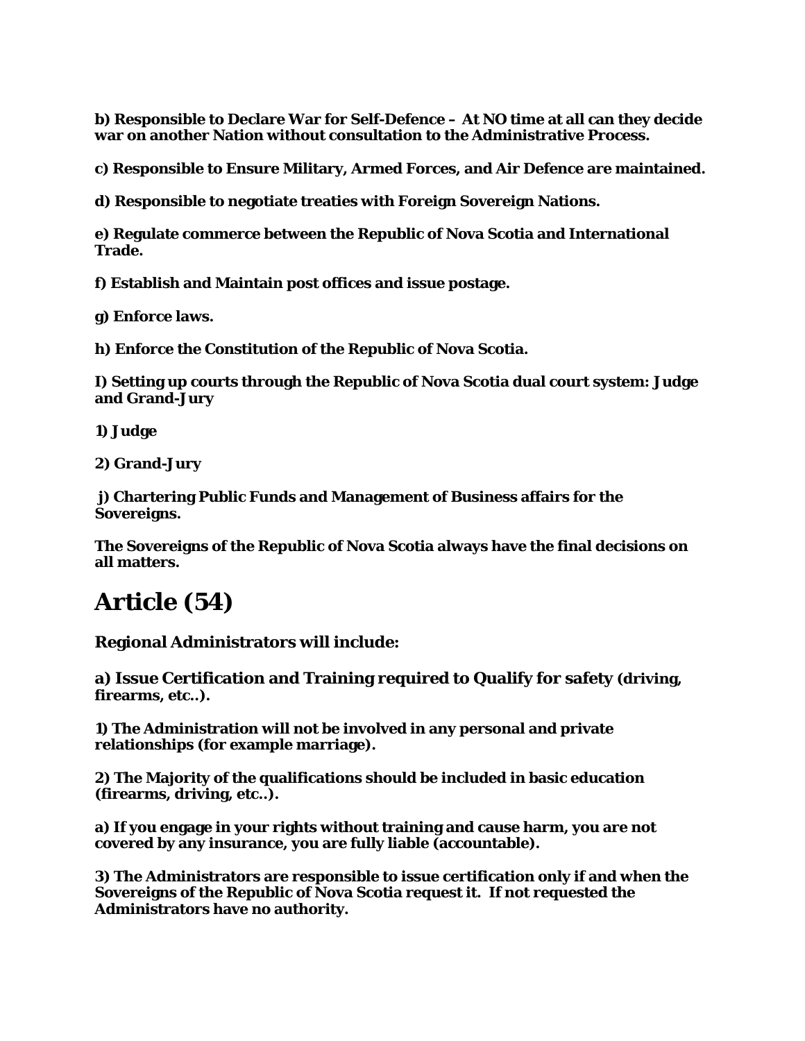**b) Responsible to Declare War for Self-Defence – At NO time at all can they decide war on another Nation without consultation to the Administrative Process.**

**c) Responsible to Ensure Military, Armed Forces, and Air Defence are maintained.**

**d) Responsible to negotiate treaties with Foreign Sovereign Nations.**

**e) Regulate commerce between the Republic of Nova Scotia and International Trade.**

**f) Establish and Maintain post offices and issue postage.**

**g) Enforce laws.**

**h) Enforce the Constitution of the Republic of Nova Scotia.**

**I) Setting up courts through the Republic of Nova Scotia dual court system: Judge and Grand-Jury**

**1) Judge**

**2) Grand-Jury**

**j) Chartering Public Funds and Management of Business affairs for the Sovereigns.**

**The Sovereigns of the Republic of Nova Scotia always have the final decisions on all matters.**

# Article (54)

**Regional Administrators will include:**

**a) Issue Certification and Training required to Qualify for safety (driving, firearms, etc..).**

**1) The Administration will not be involved in any personal and private relationships (for example marriage).**

**2) The Majority of the qualifications should be included in basic education (firearms, driving, etc..).**

**a) If you engage in your rights without training and cause harm, you are not covered by any insurance, you are fully liable (accountable).**

**3) The Administrators are responsible to issue certification only if and when the Sovereigns of the Republic of Nova Scotia request it. If not requested the Administrators have no authority.**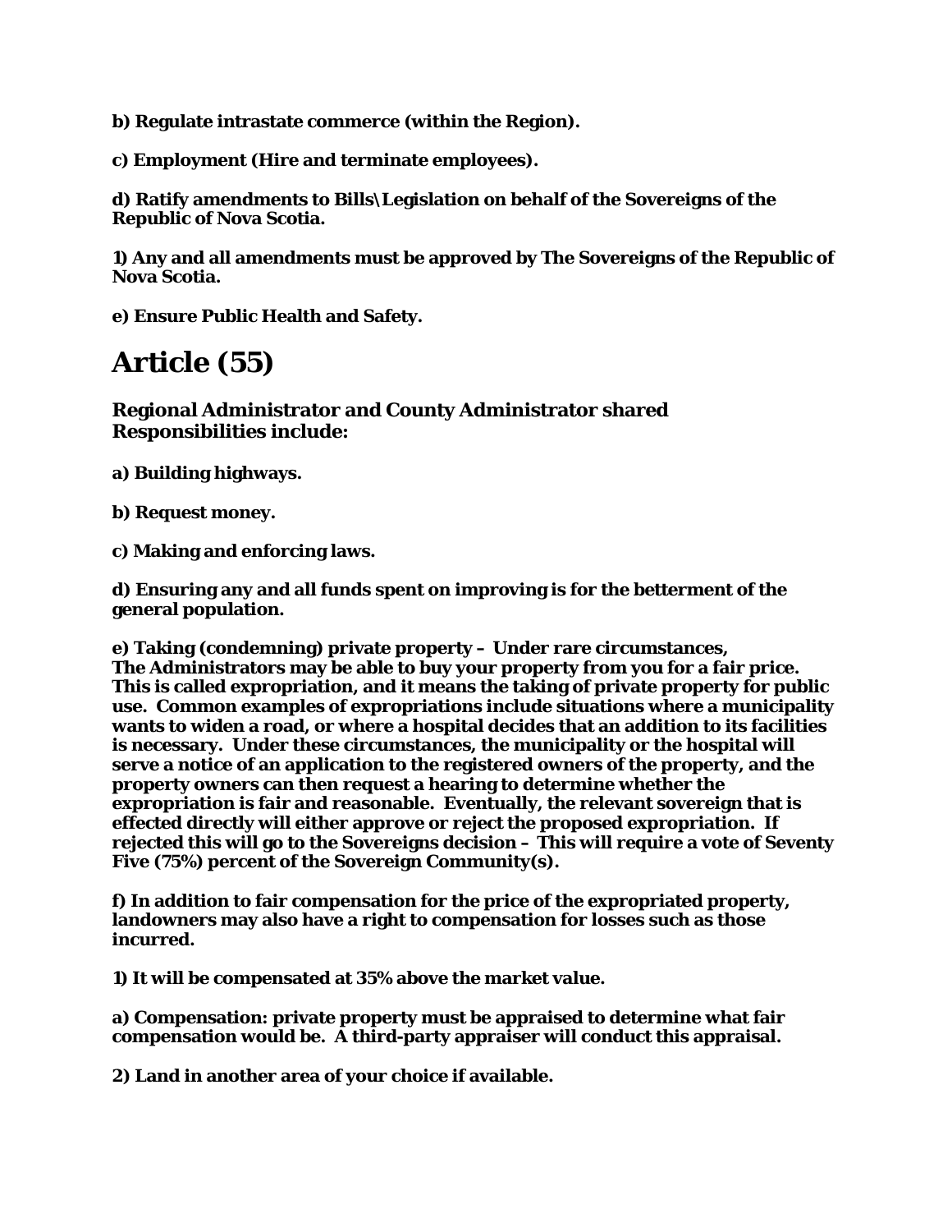**b) Regulate intrastate commerce (within the Region).**

**c) Employment (Hire and terminate employees).**

**d) Ratify amendments to Bills\Legislation on behalf of the Sovereigns of the Republic of Nova Scotia.**

**1) Any and all amendments must be approved by The Sovereigns of the Republic of Nova Scotia.**

**e) Ensure Public Health and Safety.**

# Article (55)

**Regional Administrator and County Administrator shared Responsibilities include:**

**a) Building highways.**

**b) Request money.**

**c) Making and enforcing laws.**

**d) Ensuring any and all funds spent on improving is for the betterment of the general population.**

**e) Taking (condemning) private property – Under rare circumstances, The Administrators may be able to buy your property from you for a fair price. This is called expropriation, and it means the taking of private property for public use. Common examples of expropriations include situations where a municipality wants to widen a road, or where a hospital decides that an addition to its facilities is necessary. Under these circumstances, the municipality or the hospital will serve a notice of an application to the registered owners of the property, and the property owners can then request a hearing to determine whether the expropriation is fair and reasonable. Eventually, the relevant sovereign that is effected directly will either approve or reject the proposed expropriation. If rejected this will go to the Sovereigns decision – This will require a vote of Seventy Five (75%) percent of the Sovereign Community(s).**

**f) In addition to fair compensation for the price of the expropriated property, landowners may also have a right to compensation for losses such as those incurred.**

**1) It will be compensated at 35% above the market value.**

**a) Compensation: private property must be appraised to determine what fair compensation would be. A third-party appraiser will conduct this appraisal.**

**2) Land in another area of your choice if available.**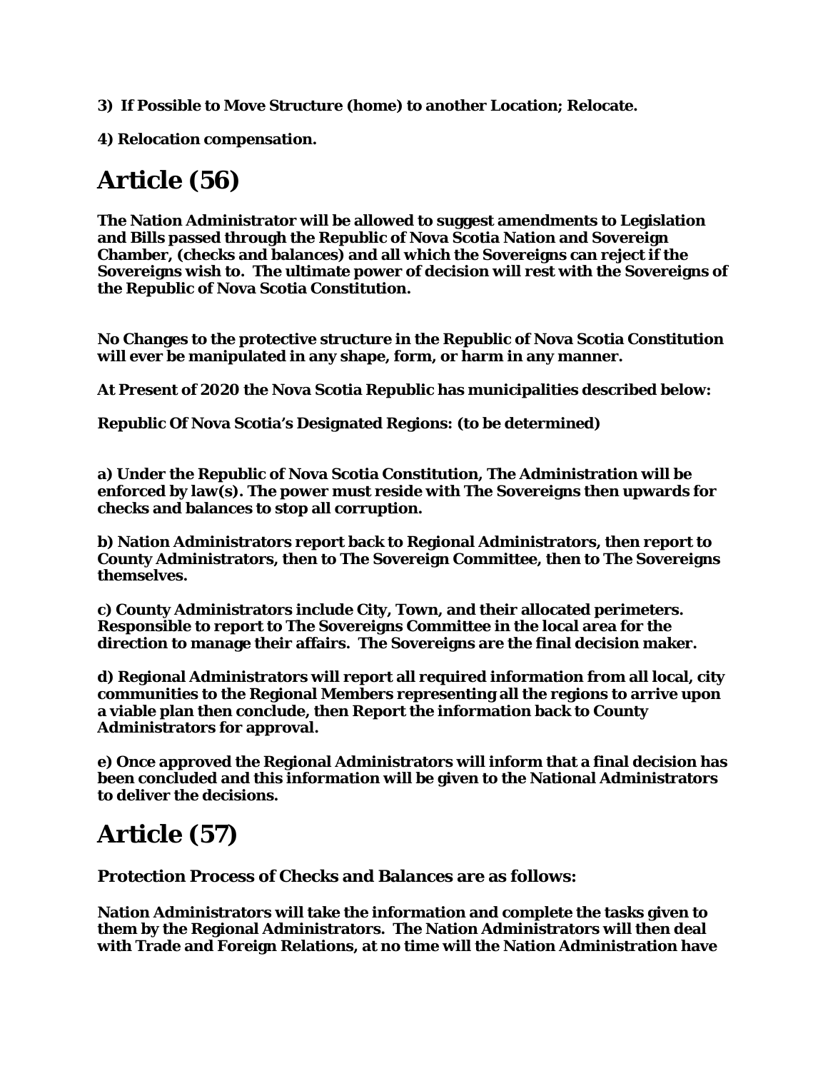**3) If Possible to Move Structure (home) to another Location; Relocate.**

**4) Relocation compensation.**

## Article (56)

**The Nation Administrator will be allowed to suggest amendments to Legislation and Bills passed through the Republic of Nova Scotia Nation and Sovereign Chamber, (checks and balances) and all which the Sovereigns can reject if the Sovereigns wish to. The ultimate power of decision will rest with the Sovereigns of the Republic of Nova Scotia Constitution.**

**No Changes to the protective structure in the Republic of Nova Scotia Constitution will ever be manipulated in any shape, form, or harm in any manner.**

**At Present of 2020 the Nova Scotia Republic has municipalities described below:**

**Republic Of Nova Scotia's Designated Regions: (to be determined)**

**a) Under the Republic of Nova Scotia Constitution, The Administration will be enforced by law(s). The power must reside with The Sovereigns then upwards for checks and balances to stop all corruption.**

**b) Nation Administrators report back to Regional Administrators, then report to County Administrators, then to The Sovereign Committee, then to The Sovereigns themselves.**

**c) County Administrators include City, Town, and their allocated perimeters. Responsible to report to The Sovereigns Committee in the local area for the direction to manage their affairs. The Sovereigns are the final decision maker.**

**d) Regional Administrators will report all required information from all local, city communities to the Regional Members representing all the regions to arrive upon a viable plan then conclude, then Report the information back to County Administrators for approval.**

**e) Once approved the Regional Administrators will inform that a final decision has been concluded and this information will be given to the National Administrators to deliver the decisions.**

## Article (57)

**Protection Process of Checks and Balances are as follows:**

**Nation Administrators will take the information and complete the tasks given to them by the Regional Administrators. The Nation Administrators will then deal with Trade and Foreign Relations, at no time will the Nation Administration have**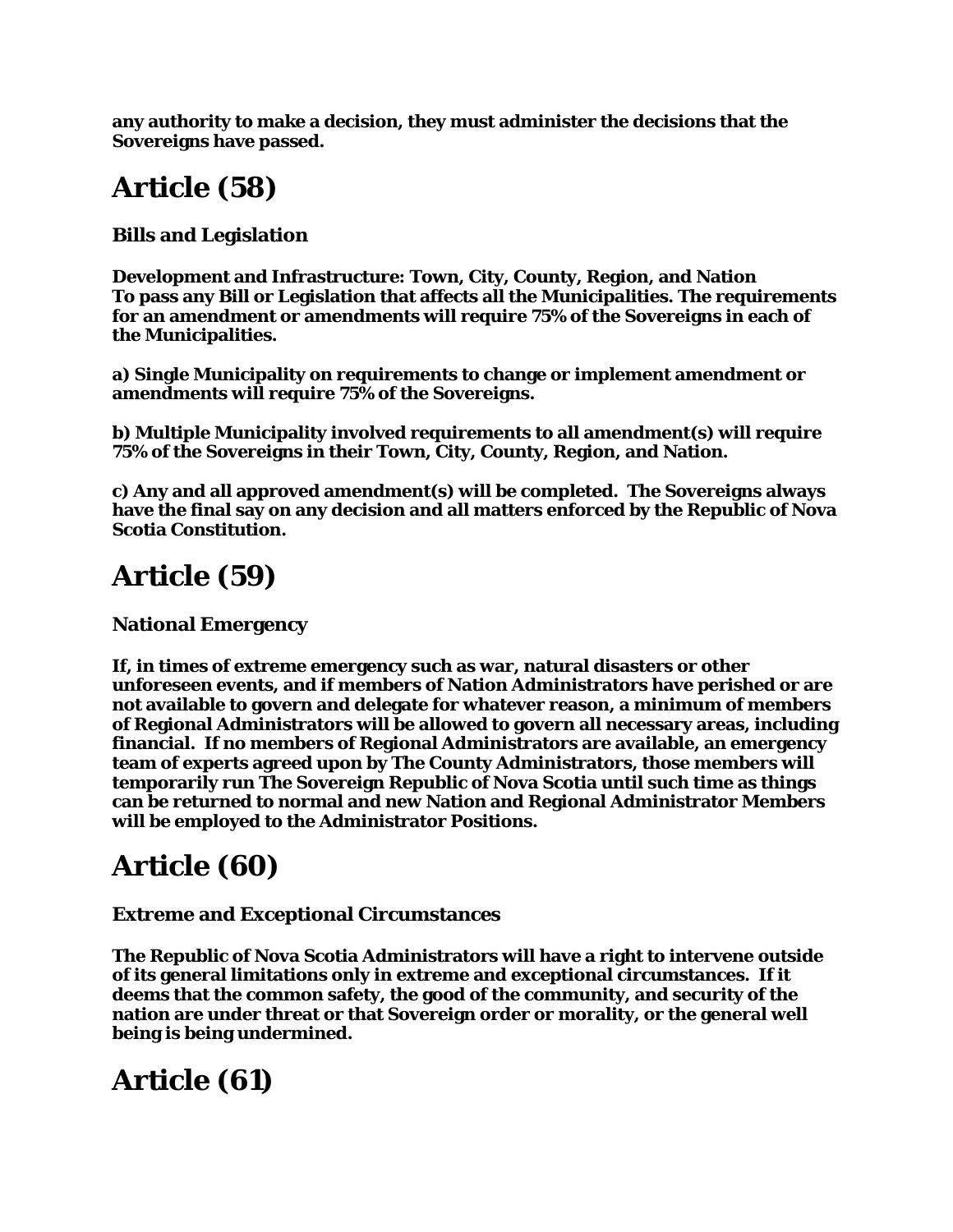**any authority to make a decision, they must administer the decisions that the Sovereigns have passed.**

# Article (58)

**Bills and Legislation**

**Development and Infrastructure: Town, City, County, Region, and Nation**
**To pass any Bill or Legislation that affects all the Municipalities. The requirements for an amendment or amendments will require 75% of the Sovereigns in each of the Municipalities.**

**a) Single Municipality on requirements to change or implement amendment or amendments will require 75% of the Sovereigns.**

**b) Multiple Municipality involved requirements to all amendment(s) will require 75% of the Sovereigns in their Town, City, County, Region, and Nation.**

**c) Any and all approved amendment(s) will be completed. The Sovereigns always have the final say on any decision and all matters enforced by the Republic of Nova Scotia Constitution.**

# Article (59)

**National Emergency**

**If, in times of extreme emergency such as war, natural disasters or other unforeseen events, and if members of Nation Administrators have perished or are not available to govern and delegate for whatever reason, a minimum of members of Regional Administrators will be allowed to govern all necessary areas, including financial. If no members of Regional Administrators are available, an emergency team of experts agreed upon by The County Administrators, those members will temporarily run The Sovereign Republic of Nova Scotia until such time as things can be returned to normal and new Nation and Regional Administrator Members will be employed to the Administrator Positions.**

# Article (60)

**Extreme and Exceptional Circumstances**

**The Republic of Nova Scotia Administrators will have a right to intervene outside of its general limitations only in extreme and exceptional circumstances. If it deems that the common safety, the good of the community, and security of the nation are under threat or that Sovereign order or morality, or the general well being is being undermined.**

# Article (61)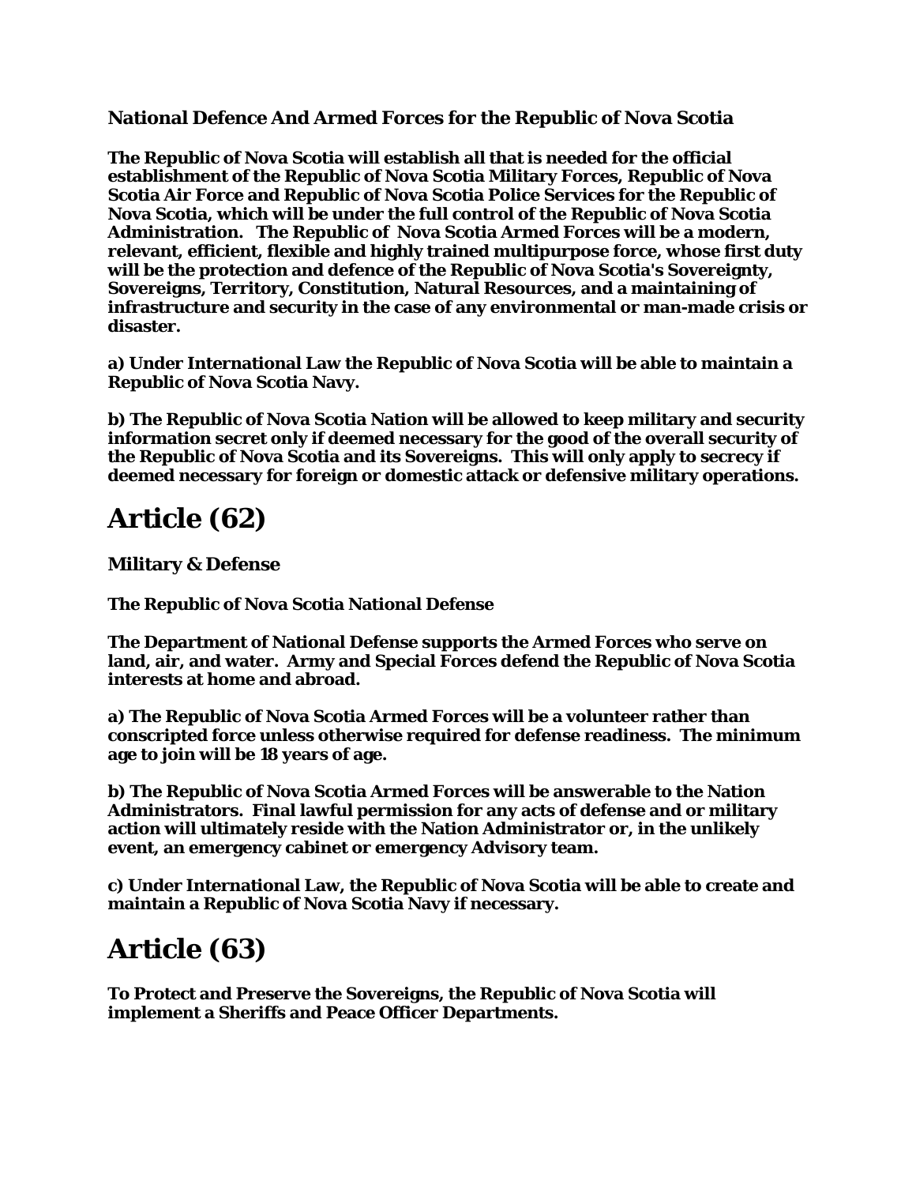**National Defence And Armed Forces for the Republic of Nova Scotia**

**The Republic of Nova Scotia will establish all that is needed for the official establishment of the Republic of Nova Scotia Military Forces, Republic of Nova Scotia Air Force and Republic of Nova Scotia Police Services for the Republic of Nova Scotia, which will be under the full control of the Republic of Nova Scotia Administration. The Republic of Nova Scotia Armed Forces will be a modern, relevant, efficient, flexible and highly trained multipurpose force, whose first duty will be the protection and defence of the Republic of Nova Scotia's Sovereignty, Sovereigns, Territory, Constitution, Natural Resources, and a maintaining of infrastructure and security in the case of any environmental or man-made crisis or disaster.**

**a) Under International Law the Republic of Nova Scotia will be able to maintain a Republic of Nova Scotia Navy.**

**b) The Republic of Nova Scotia Nation will be allowed to keep military and security information secret only if deemed necessary for the good of the overall security of the Republic of Nova Scotia and its Sovereigns. This will only apply to secrecy if deemed necessary for foreign or domestic attack or defensive military operations.**

# Article (62)

**Military & Defense**

**The Republic of Nova Scotia National Defense**

**The Department of National Defense supports the Armed Forces who serve on land, air, and water. Army and Special Forces defend the Republic of Nova Scotia interests at home and abroad.**

**a) The Republic of Nova Scotia Armed Forces will be a volunteer rather than conscripted force unless otherwise required for defense readiness. The minimum age to join will be 18 years of age.**

**b) The Republic of Nova Scotia Armed Forces will be answerable to the Nation Administrators. Final lawful permission for any acts of defense and or military action will ultimately reside with the Nation Administrator or, in the unlikely event, an emergency cabinet or emergency Advisory team.**

**c) Under International Law, the Republic of Nova Scotia will be able to create and maintain a Republic of Nova Scotia Navy if necessary.**

# Article (63)

**To Protect and Preserve the Sovereigns, the Republic of Nova Scotia will implement a Sheriffs and Peace Officer Departments.**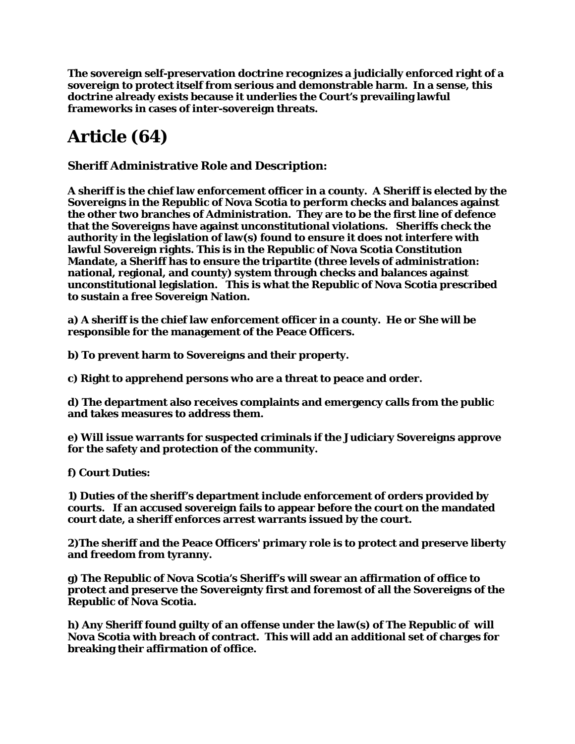**The sovereign self-preservation doctrine recognizes a judicially enforced right of a sovereign to protect itself from serious and demonstrable harm. In a sense, this doctrine already exists because it underlies the Court's prevailing lawful frameworks in cases of inter-sovereign threats.**

# Article (64)

### Sheriff Administrative Role and Description:

**A sheriff is the chief law enforcement officer in a county. A Sheriff is elected by the Sovereigns in the Republic of Nova Scotia to perform checks and balances against the other two branches of Administration. They are to be the first line of defence that the Sovereigns have against unconstitutional violations. Sheriffs check the authority in the legislation of law(s) found to ensure it does not interfere with lawful Sovereign rights. This is in the Republic of Nova Scotia Constitution Mandate, a Sheriff has to ensure the tripartite (three levels of administration: national, regional, and county) system through checks and balances against unconstitutional legislation. This is what the Republic of Nova Scotia prescribed to sustain a free Sovereign Nation.**

**a) A sheriff is the chief law enforcement officer in a county. He or She will be responsible for the management of the Peace Officers.**

**b) To prevent harm to Sovereigns and their property.**

**c) Right to apprehend persons who are a threat to peace and order.**

**d) The department also receives complaints and emergency calls from the public and takes measures to address them.**

**e) Will issue warrants for suspected criminals if the Judiciary Sovereigns approve for the safety and protection of the community.**

**f) Court Duties:**

**1) Duties of the sheriff's department include enforcement of orders provided by courts. If an accused sovereign fails to appear before the court on the mandated court date, a sheriff enforces arrest warrants issued by the court.**

**2)The sheriff and the Peace Officers' primary role is to protect and preserve liberty and freedom from tyranny.**

**g) The Republic of Nova Scotia's Sheriff's will swear an affirmation of office to protect and preserve the Sovereignty first and foremost of all the Sovereigns of the Republic of Nova Scotia.**

**h) Any Sheriff found guilty of an offense under the law(s) of The Republic of will Nova Scotia with breach of contract. This will add an additional set of charges for breaking their affirmation of office.**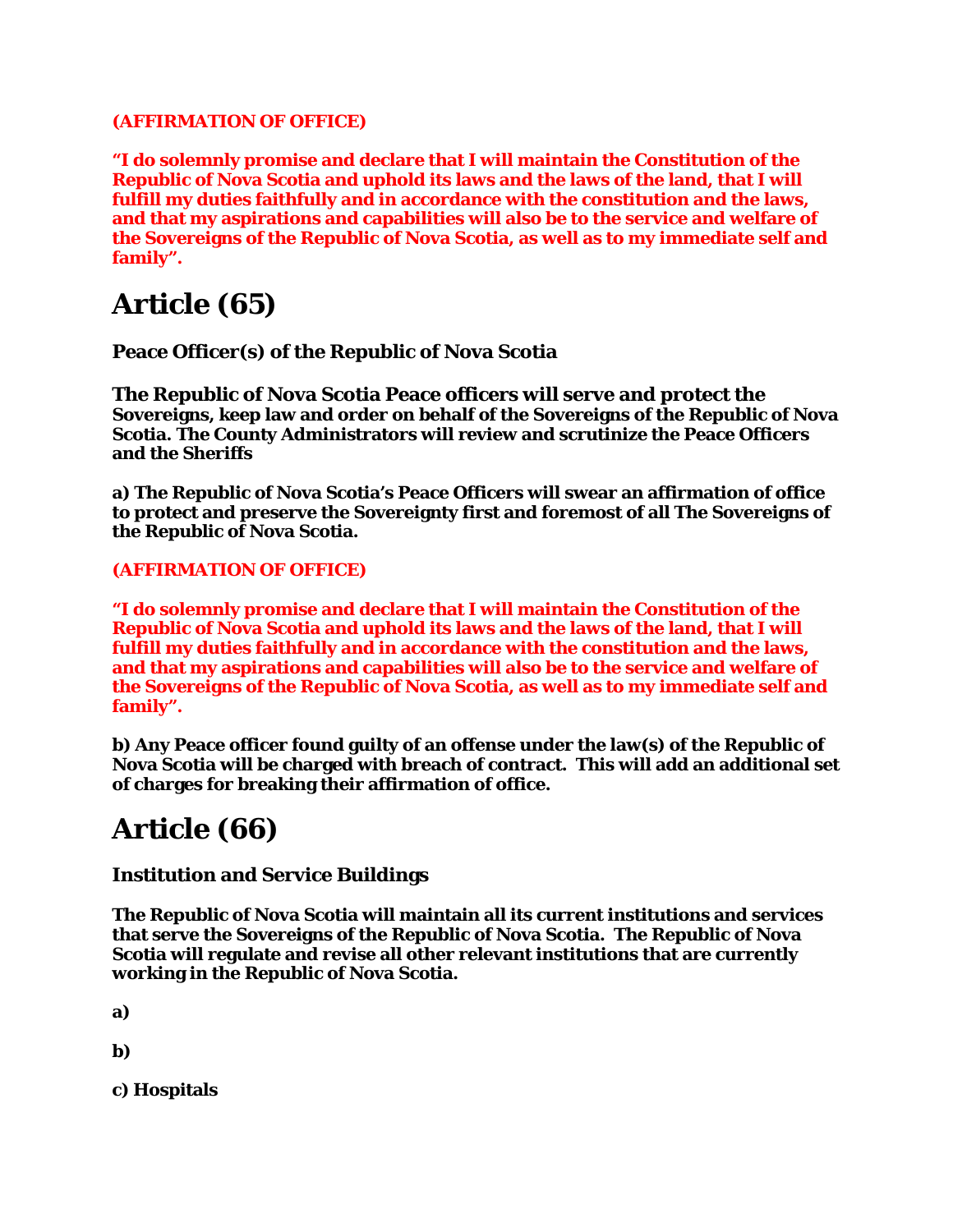**(AFFIRMATION OF OFFICE)**

**“I do solemnly promise and declare that I will maintain the Constitution of the Republic of Nova Scotia and uphold its laws and the laws of the land, that I will fulfill my duties faithfully and in accordance with the constitution and the laws, and that my aspirations and capabilities will also be to the service and welfare of the Sovereigns of the Republic of Nova Scotia, as well as to my immediate self and family”.**

# Article (65)

**Peace Officer(s) of the Republic of Nova Scotia**

**The Republic of Nova Scotia Peace officers will serve and protect the Sovereigns, keep law and order on behalf of the Sovereigns of the Republic of Nova Scotia. The County Administrators will review and scrutinize the Peace Officers and the Sheriffs**

**a) The Republic of Nova Scotia’s Peace Officers will swear an affirmation of office to protect and preserve the Sovereignty first and foremost of all The Sovereigns of the Republic of Nova Scotia.**

**(AFFIRMATION OF OFFICE)**

**“I do solemnly promise and declare that I will maintain the Constitution of the Republic of Nova Scotia and uphold its laws and the laws of the land, that I will fulfill my duties faithfully and in accordance with the constitution and the laws, and that my aspirations and capabilities will also be to the service and welfare of the Sovereigns of the Republic of Nova Scotia, as well as to my immediate self and family”.**

**b) Any Peace officer found guilty of an offense under the law(s) of the Republic of Nova Scotia will be charged with breach of contract. This will add an additional set of charges for breaking their affirmation of office.**

# Article (66)

**Institution and Service Buildings**

**The Republic of Nova Scotia will maintain all its current institutions and services that serve the Sovereigns of the Republic of Nova Scotia. The Republic of Nova Scotia will regulate and revise all other relevant institutions that are currently working in the Republic of Nova Scotia.**

**a)**

**b)**

**c) Hospitals**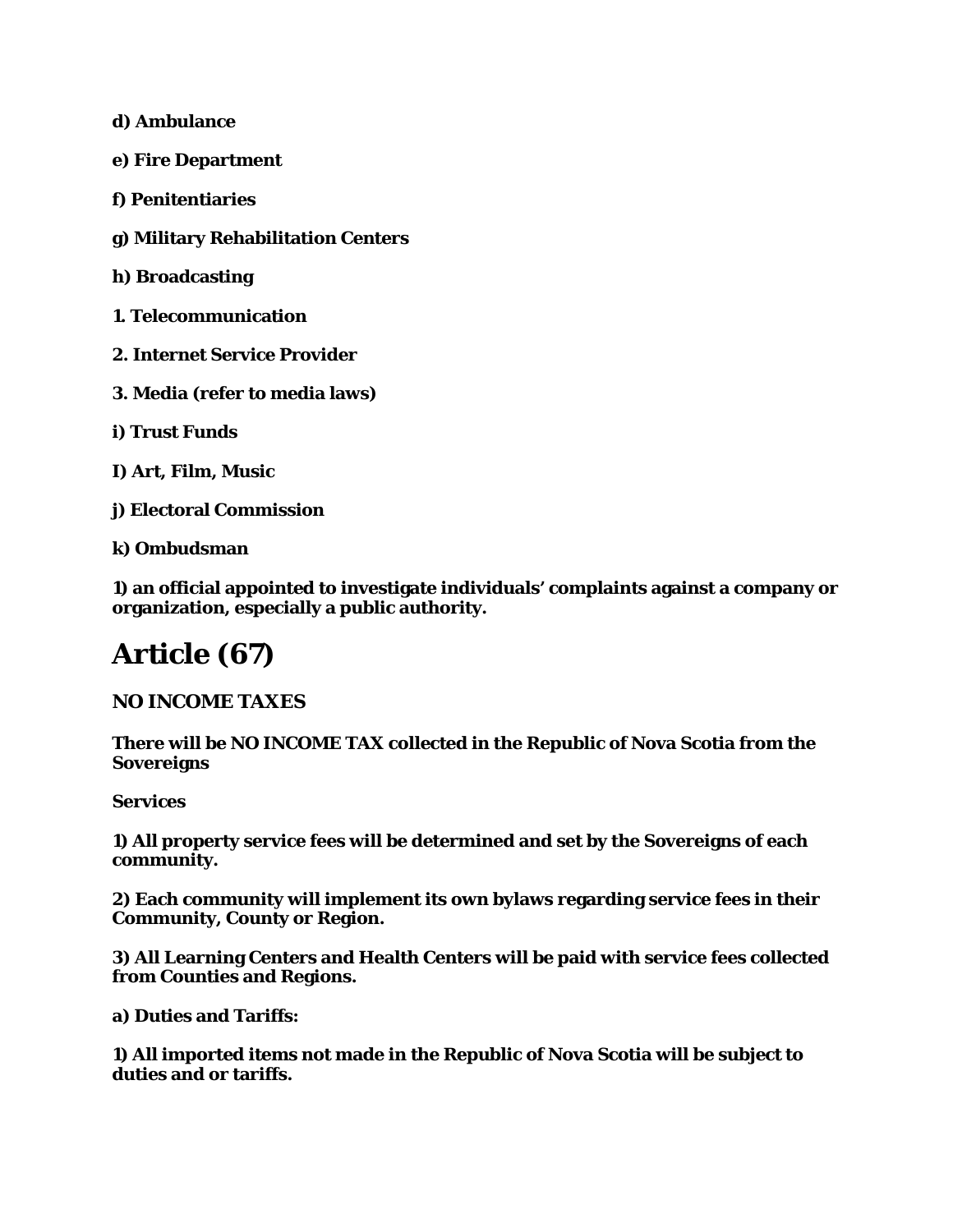**d) Ambulance**

**e) Fire Department**

**f) Penitentiaries**

**g) Military Rehabilitation Centers**

**h) Broadcasting**

**1. Telecommunication**

**2. Internet Service Provider**

**3. Media (refer to media laws)**

**i) Trust Funds**

**I) Art, Film, Music**

**j) Electoral Commission**

**k) Ombudsman**

**1) an official appointed to investigate individuals' complaints against a company or organization, especially a public authority.**

# Article (67)

**NO INCOME TAXES**

**There will be NO INCOME TAX collected in the Republic of Nova Scotia from the Sovereigns**

**Services**

**1) All property service fees will be determined and set by the Sovereigns of each community.**

**2) Each community will implement its own bylaws regarding service fees in their Community, County or Region.**

**3) All Learning Centers and Health Centers will be paid with service fees collected from Counties and Regions.**

**a) Duties and Tariffs:**

**1) All imported items not made in the Republic of Nova Scotia will be subject to duties and or tariffs.**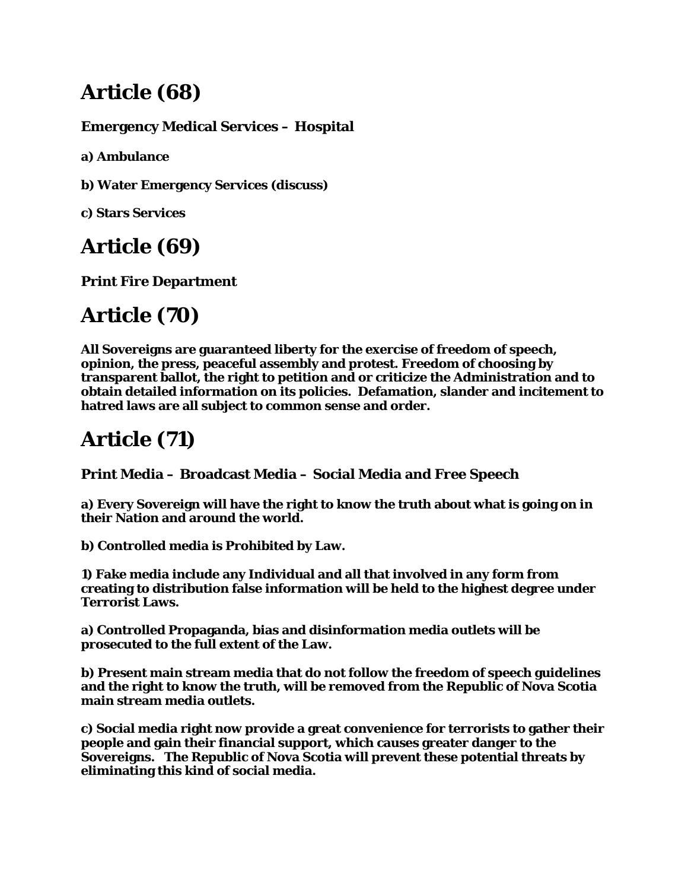# Article (68)

**Emergency Medical Services – Hospital**

**a) Ambulance**

**b) Water Emergency Services (discuss)**

**c) Stars Services**

# Article (69)

**Print Fire Department**

# Article (70)

**All Sovereigns are guaranteed liberty for the exercise of freedom of speech, opinion, the press, peaceful assembly and protest. Freedom of choosing by transparent ballot, the right to petition and or criticize the Administration and to obtain detailed information on its policies. Defamation, slander and incitement to hatred laws are all subject to common sense and order.**

# Article (71)

**Print Media – Broadcast Media – Social Media and Free Speech**

**a) Every Sovereign will have the right to know the truth about what is going on in their Nation and around the world.**

**b) Controlled media is Prohibited by Law.**

**1) Fake media include any Individual and all that involved in any form from creating to distribution false information will be held to the highest degree under Terrorist Laws.**

**a) Controlled Propaganda, bias and disinformation media outlets will be prosecuted to the full extent of the Law.**

**b) Present main stream media that do not follow the freedom of speech guidelines and the right to know the truth, will be removed from the Republic of Nova Scotia main stream media outlets.**

**c) Social media right now provide a great convenience for terrorists to gather their people and gain their financial support, which causes greater danger to the Sovereigns. The Republic of Nova Scotia will prevent these potential threats by eliminating this kind of social media.**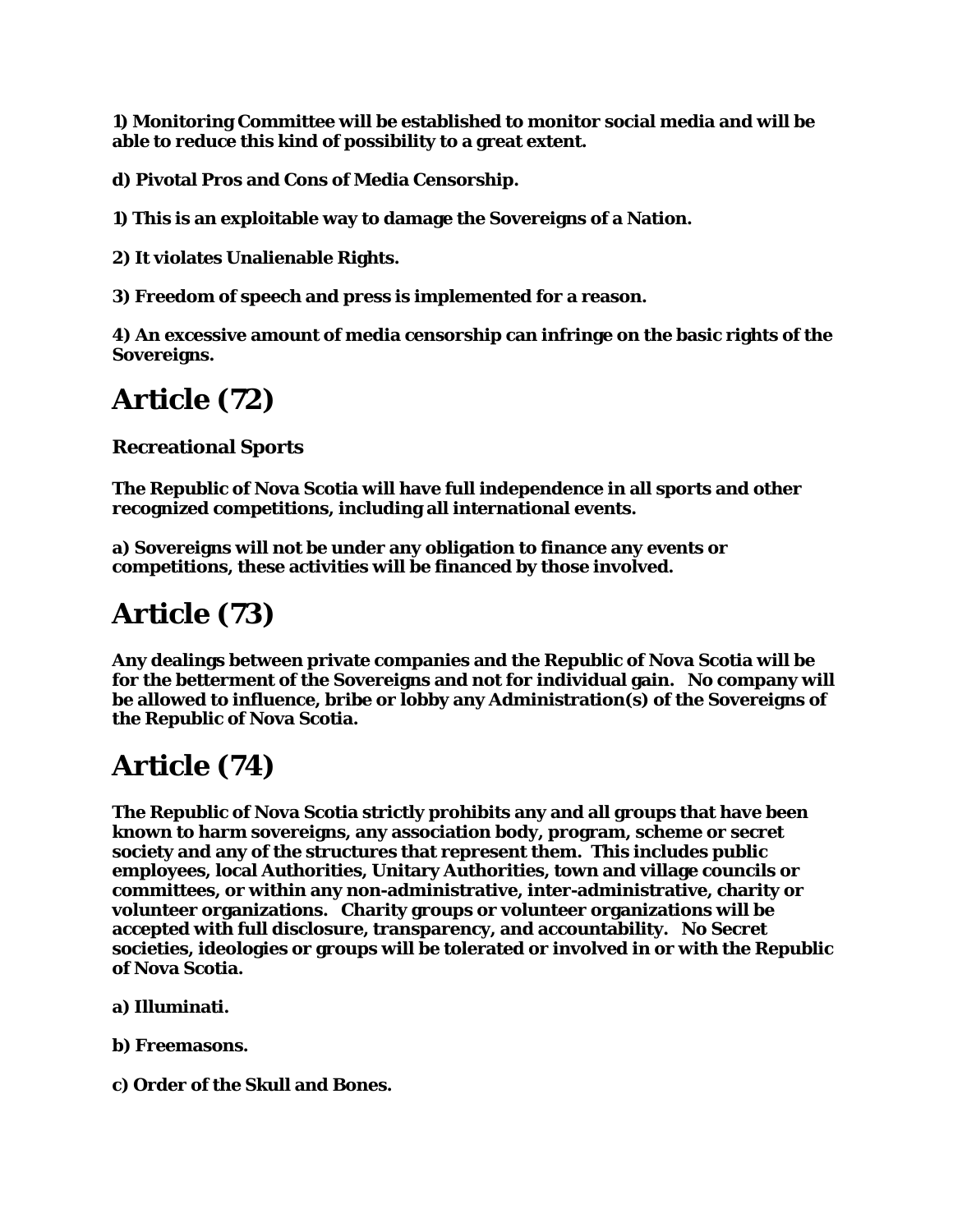**1) Monitoring Committee will be established to monitor social media and will be able to reduce this kind of possibility to a great extent.**

**d) Pivotal Pros and Cons of Media Censorship.**

**1) This is an exploitable way to damage the Sovereigns of a Nation.**

**2) It violates Unalienable Rights.**

**3) Freedom of speech and press is implemented for a reason.**

**4) An excessive amount of media censorship can infringe on the basic rights of the Sovereigns.**

# Article (72)

**Recreational Sports**

**The Republic of Nova Scotia will have full independence in all sports and other recognized competitions, including all international events.**

**a) Sovereigns will not be under any obligation to finance any events or competitions, these activities will be financed by those involved.**

# Article (73)

**Any dealings between private companies and the Republic of Nova Scotia will be for the betterment of the Sovereigns and not for individual gain. No company will be allowed to influence, bribe or lobby any Administration(s) of the Sovereigns of the Republic of Nova Scotia.**

# Article (74)

**The Republic of Nova Scotia strictly prohibits any and all groups that have been known to harm sovereigns, any association body, program, scheme or secret society and any of the structures that represent them. This includes public employees, local Authorities, Unitary Authorities, town and village councils or committees, or within any non-administrative, inter-administrative, charity or volunteer organizations. Charity groups or volunteer organizations will be accepted with full disclosure, transparency, and accountability. No Secret societies, ideologies or groups will be tolerated or involved in or with the Republic of Nova Scotia.**

**a) Illuminati.**

**b) Freemasons.**

**c) Order of the Skull and Bones.**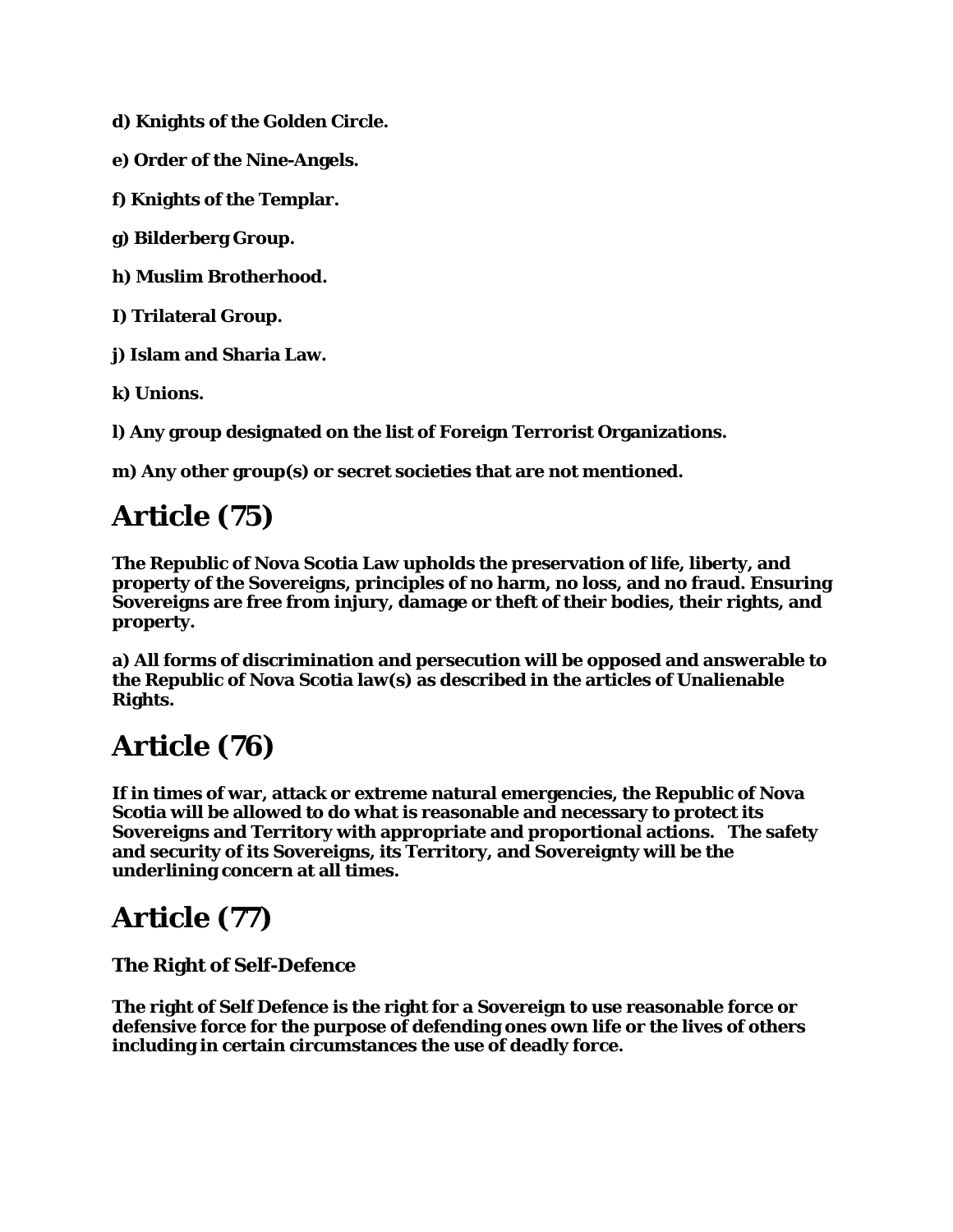**d) Knights of the Golden Circle.**

**e) Order of the Nine-Angels.**

**f) Knights of the Templar.**

**g) Bilderberg Group.**

**h) Muslim Brotherhood.**

**I) Trilateral Group.**

**j) Islam and Sharia Law.**

**k) Unions.**

**l) Any group designated on the list of Foreign Terrorist Organizations.**

**m) Any other group(s) or secret societies that are not mentioned.**

## Article (75)

**The Republic of Nova Scotia Law upholds the preservation of life, liberty, and property of the Sovereigns, principles of no harm, no loss, and no fraud. Ensuring Sovereigns are free from injury, damage or theft of their bodies, their rights, and property.**

**a) All forms of discrimination and persecution will be opposed and answerable to the Republic of Nova Scotia law(s) as described in the articles of Unalienable Rights.**

## Article (76)

**If in times of war, attack or extreme natural emergencies, the Republic of Nova Scotia will be allowed to do what is reasonable and necessary to protect its Sovereigns and Territory with appropriate and proportional actions. The safety and security of its Sovereigns, its Territory, and Sovereignty will be the underlining concern at all times.**

## Article (77)

**The Right of Self-Defence**

**The right of Self Defence is the right for a Sovereign to use reasonable force or defensive force for the purpose of defending ones own life or the lives of others including in certain circumstances the use of deadly force.**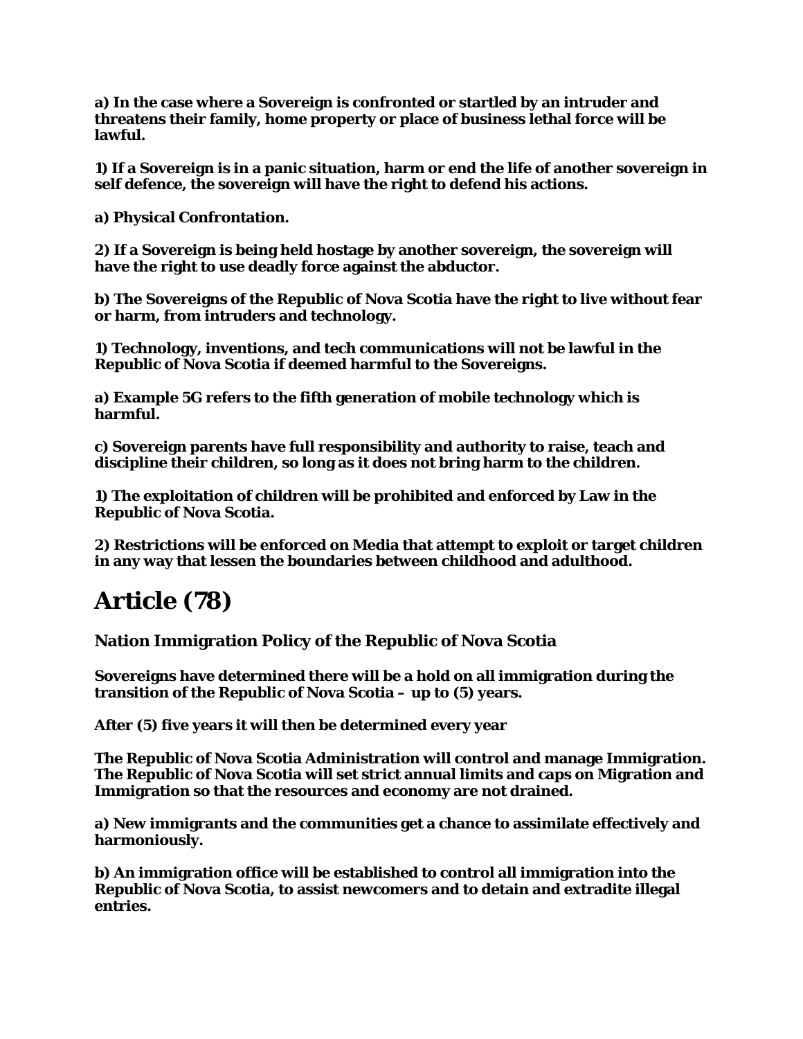**a) In the case where a Sovereign is confronted or startled by an intruder and threatens their family, home property or place of business lethal force will be lawful.**

**1) If a Sovereign is in a panic situation, harm or end the life of another sovereign in self defence, the sovereign will have the right to defend his actions.**

**a) Physical Confrontation.**

**2) If a Sovereign is being held hostage by another sovereign, the sovereign will have the right to use deadly force against the abductor.**

**b) The Sovereigns of the Republic of Nova Scotia have the right to live without fear or harm, from intruders and technology.**

**1) Technology, inventions, and tech communications will not be lawful in the Republic of Nova Scotia if deemed harmful to the Sovereigns.**

**a) Example 5G refers to the fifth generation of mobile technology which is harmful.**

**c) Sovereign parents have full responsibility and authority to raise, teach and discipline their children, so long as it does not bring harm to the children.**

**1) The exploitation of children will be prohibited and enforced by Law in the Republic of Nova Scotia.**

**2) Restrictions will be enforced on Media that attempt to exploit or target children in any way that lessen the boundaries between childhood and adulthood.**

# Article (78)

### Nation Immigration Policy of the Republic of Nova Scotia

**Sovereigns have determined there will be a hold on all immigration during the transition of the Republic of Nova Scotia – up to (5) years.**

**After (5) five years it will then be determined every year**

**The Republic of Nova Scotia Administration will control and manage Immigration. The Republic of Nova Scotia will set strict annual limits and caps on Migration and Immigration so that the resources and economy are not drained.**

**a) New immigrants and the communities get a chance to assimilate effectively and harmoniously.**

**b) An immigration office will be established to control all immigration into the Republic of Nova Scotia, to assist newcomers and to detain and extradite illegal entries.**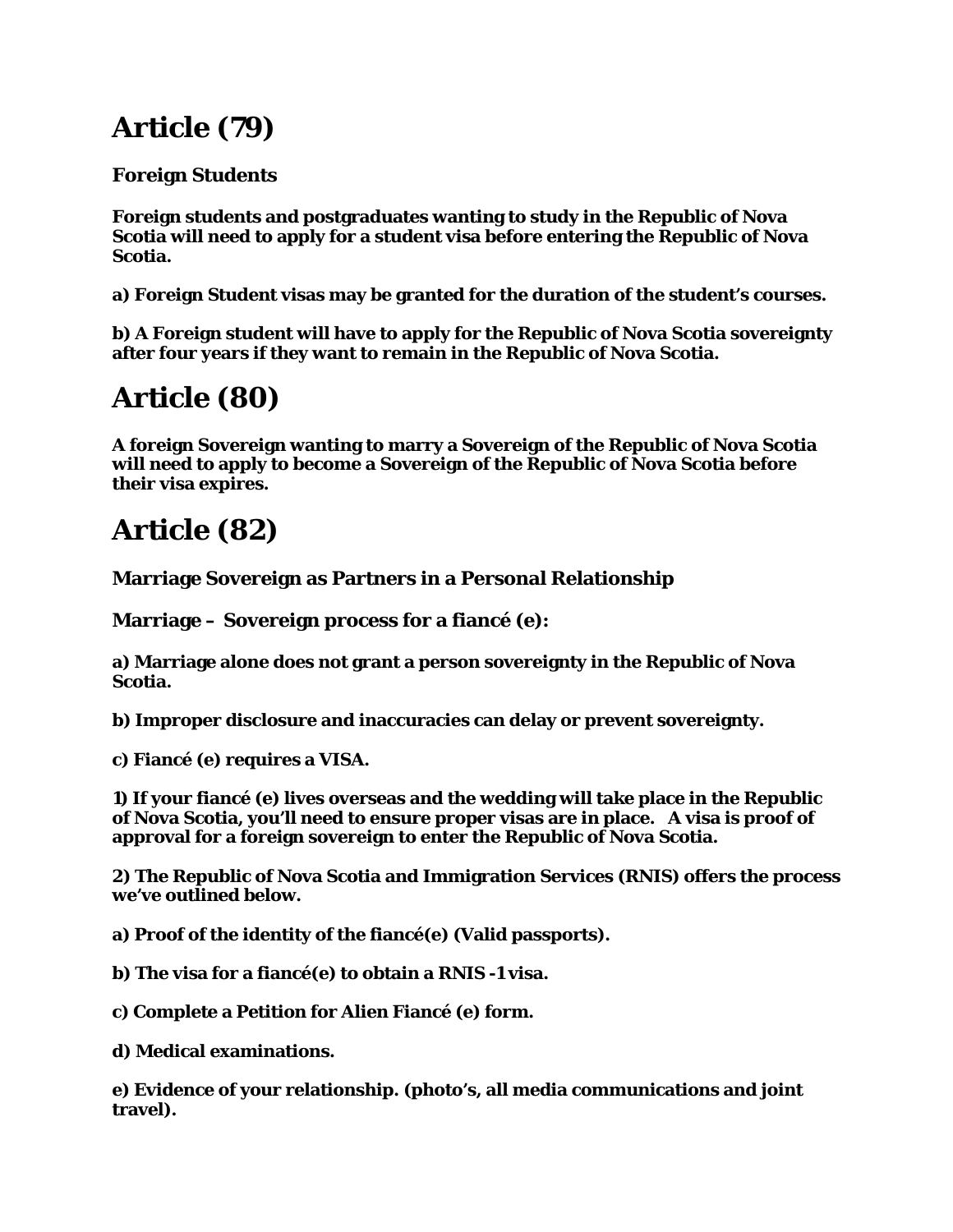# Article (79)

**Foreign Students**

**Foreign students and postgraduates wanting to study in the Republic of Nova Scotia will need to apply for a student visa before entering the Republic of Nova Scotia.**

**a) Foreign Student visas may be granted for the duration of the student's courses.**

**b) A Foreign student will have to apply for the Republic of Nova Scotia sovereignty after four years if they want to remain in the Republic of Nova Scotia.**

# Article (80)

**A foreign Sovereign wanting to marry a Sovereign of the Republic of Nova Scotia will need to apply to become a Sovereign of the Republic of Nova Scotia before their visa expires.**

# Article (82)

**Marriage Sovereign as Partners in a Personal Relationship**

**Marriage – Sovereign process for a fiancé (e):**

**a) Marriage alone does not grant a person sovereignty in the Republic of Nova Scotia.**

**b) Improper disclosure and inaccuracies can delay or prevent sovereignty.**

**c) Fiancé (e) requires a VISA.**

**1) If your fiancé (e) lives overseas and the wedding will take place in the Republic of Nova Scotia, you'll need to ensure proper visas are in place. A visa is proof of approval for a foreign sovereign to enter the Republic of Nova Scotia.**

**2) The Republic of Nova Scotia and Immigration Services (RNIS) offers the process we've outlined below.**

**a) Proof of the identity of the fiancé(e) (Valid passports).**

**b) The visa for a fiancé(e) to obtain a RNIS -1 visa.**

**c) Complete a Petition for Alien Fiancé (e) form.**

**d) Medical examinations.**

**e) Evidence of your relationship. (photo's, all media communications and joint travel).**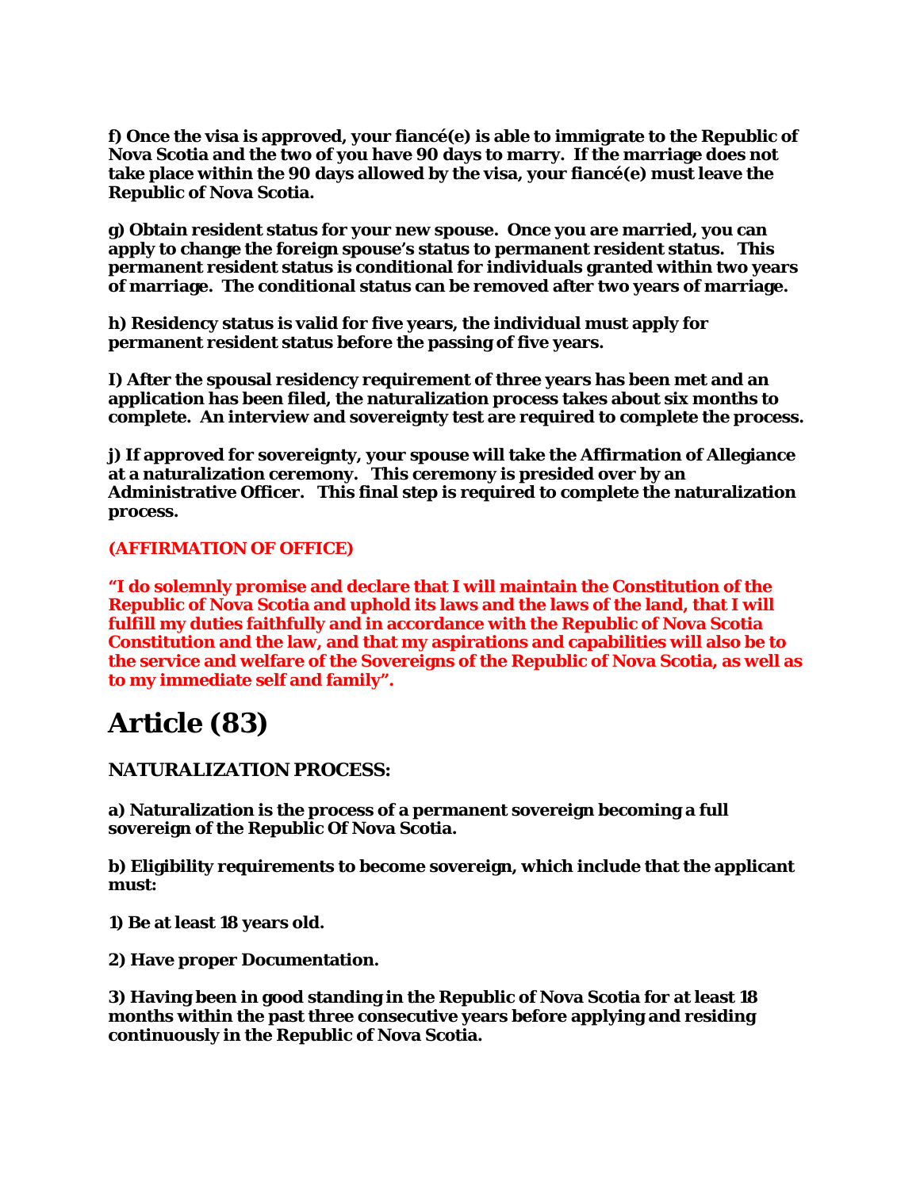**f) Once the visa is approved, your fiancé(e) is able to immigrate to the Republic of Nova Scotia and the two of you have 90 days to marry. If the marriage does not take place within the 90 days allowed by the visa, your fiancé(e) must leave the Republic of Nova Scotia.**

**g) Obtain resident status for your new spouse. Once you are married, you can apply to change the foreign spouse's status to permanent resident status. This permanent resident status is conditional for individuals granted within two years of marriage. The conditional status can be removed after two years of marriage.**

**h) Residency status is valid for five years, the individual must apply for permanent resident status before the passing of five years.**

**I) After the spousal residency requirement of three years has been met and an application has been filed, the naturalization process takes about six months to complete. An interview and sovereignty test are required to complete the process.**

**j) If approved for sovereignty, your spouse will take the Affirmation of Allegiance at a naturalization ceremony. This ceremony is presided over by an Administrative Officer. This final step is required to complete the naturalization process.**

**(AFFIRMATION OF OFFICE)**

**"I do solemnly promise and declare that I will maintain the Constitution of the Republic of Nova Scotia and uphold its laws and the laws of the land, that I will fulfill my duties faithfully and in accordance with the Republic of Nova Scotia Constitution and the law, and that my aspirations and capabilities will also be to the service and welfare of the Sovereigns of the Republic of Nova Scotia, as well as to my immediate self and family".**

# Article (83)

**NATURALIZATION PROCESS:**

**a) Naturalization is the process of a permanent sovereign becoming a full sovereign of the Republic Of Nova Scotia.**

**b) Eligibility requirements to become sovereign, which include that the applicant must:**

**1) Be at least 18 years old.**

**2) Have proper Documentation.**

**3) Having been in good standing in the Republic of Nova Scotia for at least 18 months within the past three consecutive years before applying and residing continuously in the Republic of Nova Scotia.**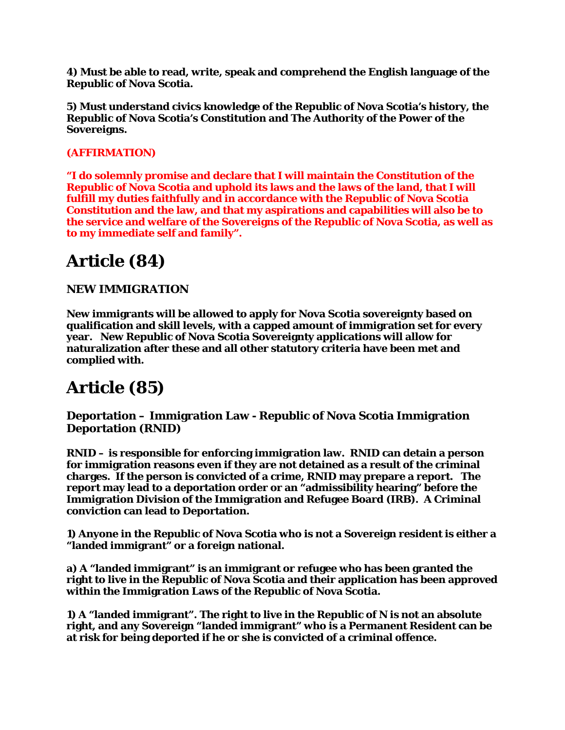**4) Must be able to read, write, speak and comprehend the English language of the Republic of Nova Scotia.**

**5) Must understand civics knowledge of the Republic of Nova Scotia's history, the Republic of Nova Scotia's Constitution and The Authority of the Power of the Sovereigns.**

**(AFFIRMATION)**

**"I do solemnly promise and declare that I will maintain the Constitution of the Republic of Nova Scotia and uphold its laws and the laws of the land, that I will fulfill my duties faithfully and in accordance with the Republic of Nova Scotia Constitution and the law, and that my aspirations and capabilities will also be to the service and welfare of the Sovereigns of the Republic of Nova Scotia, as well as to my immediate self and family".**

# Article (84)

**NEW IMMIGRATION**

**New immigrants will be allowed to apply for Nova Scotia sovereignty based on qualification and skill levels, with a capped amount of immigration set for every year. New Republic of Nova Scotia Sovereignty applications will allow for naturalization after these and all other statutory criteria have been met and complied with.**

# Article (85)

### Deportation – Immigration Law - Republic of Nova Scotia Immigration Deportation (RNID)

**RNID – is responsible for enforcing immigration law. RNID can detain a person for immigration reasons even if they are not detained as a result of the criminal charges. If the person is convicted of a crime, RNID may prepare a report. The report may lead to a deportation order or an "admissibility hearing" before the Immigration Division of the Immigration and Refugee Board (IRB). A Criminal conviction can lead to Deportation.**

**1) Anyone in the Republic of Nova Scotia who is not a Sovereign resident is either a "landed immigrant" or a foreign national.**

**a) A "landed immigrant" is an immigrant or refugee who has been granted the right to live in the Republic of Nova Scotia and their application has been approved within the Immigration Laws of the Republic of Nova Scotia.**

**1) A "landed immigrant". The right to live in the Republic of N is not an absolute right, and any Sovereign "landed immigrant" who is a Permanent Resident can be at risk for being deported if he or she is convicted of a criminal offence.**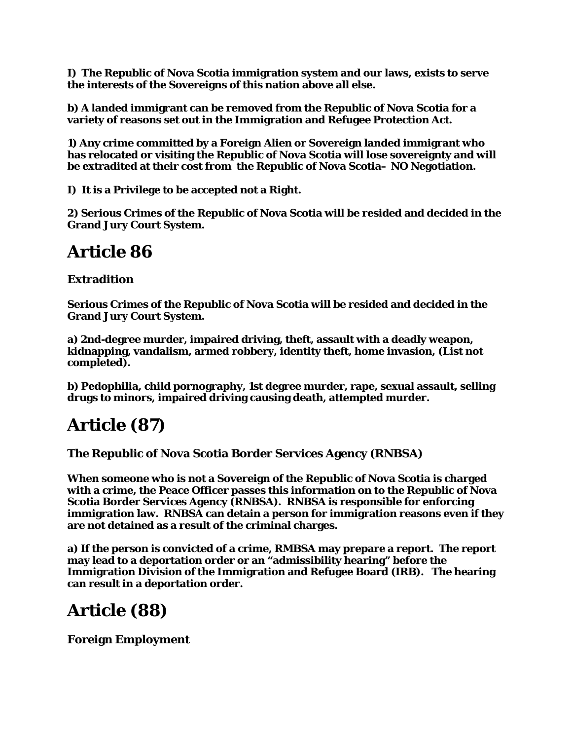**I) The Republic of Nova Scotia immigration system and our laws, exists to serve the interests of the Sovereigns of this nation above all else.**

**b) A landed immigrant can be removed from the Republic of Nova Scotia for a variety of reasons set out in the Immigration and Refugee Protection Act.**

**1) Any crime committed by a Foreign Alien or Sovereign landed immigrant who has relocated or visiting the Republic of Nova Scotia will lose sovereignty and will be extradited at their cost from the Republic of Nova Scotia– NO Negotiation.**

**I) It is a Privilege to be accepted not a Right.**

**2) Serious Crimes of the Republic of Nova Scotia will be resided and decided in the Grand Jury Court System.**

# Article 86

**Extradition**

**Serious Crimes of the Republic of Nova Scotia will be resided and decided in the Grand Jury Court System.**

**a) 2nd-degree murder, impaired driving, theft, assault with a deadly weapon, kidnapping, vandalism, armed robbery, identity theft, home invasion, (List not completed).**

**b) Pedophilia, child pornography, 1st degree murder, rape, sexual assault, selling drugs to minors, impaired driving causing death, attempted murder.**

# Article (87)

**The Republic of Nova Scotia Border Services Agency (RNBSA)**

**When someone who is not a Sovereign of the Republic of Nova Scotia is charged with a crime, the Peace Officer passes this information on to the Republic of Nova Scotia Border Services Agency (RNBSA). RNBSA is responsible for enforcing immigration law. RNBSA can detain a person for immigration reasons even if they are not detained as a result of the criminal charges.**

**a) If the person is convicted of a crime, RMBSA may prepare a report. The report may lead to a deportation order or an "admissibility hearing" before the Immigration Division of the Immigration and Refugee Board (IRB). The hearing can result in a deportation order.**

# Article (88)

**Foreign Employment**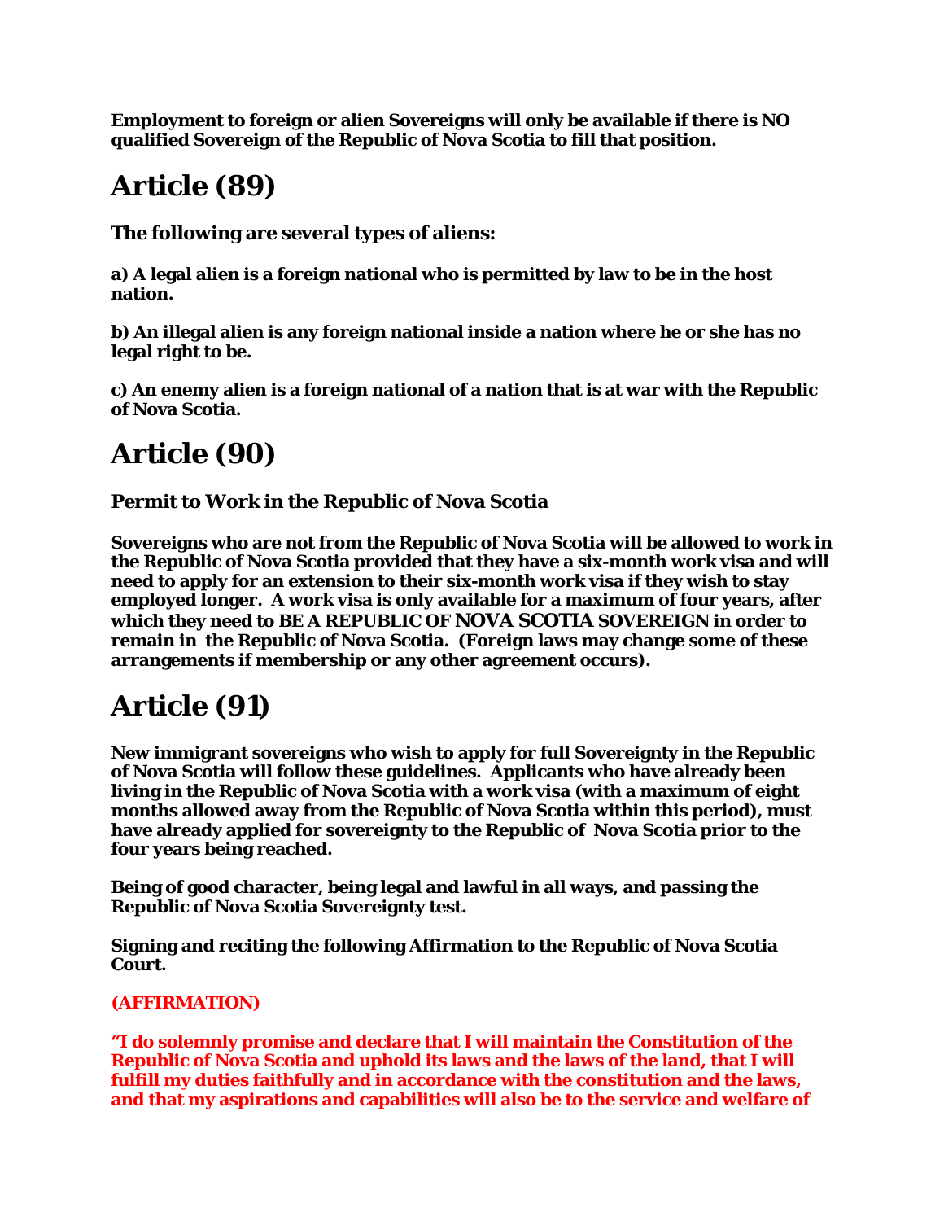**Employment to foreign or alien Sovereigns will only be available if there is NO qualified Sovereign of the Republic of Nova Scotia to fill that position.**

# Article (89)

**The following are several types of aliens:**

**a) A legal alien is a foreign national who is permitted by law to be in the host nation.**

**b) An illegal alien is any foreign national inside a nation where he or she has no legal right to be.**

**c) An enemy alien is a foreign national of a nation that is at war with the Republic of Nova Scotia.**

# Article (90)

**Permit to Work in the Republic of Nova Scotia**

**Sovereigns who are not from the Republic of Nova Scotia will be allowed to work in the Republic of Nova Scotia provided that they have a six-month work visa and will need to apply for an extension to their six-month work visa if they wish to stay employed longer. A work visa is only available for a maximum of four years, after which they need to BE A REPUBLIC OF NOVA SCOTIA SOVEREIGN in order to remain in the Republic of Nova Scotia. (Foreign laws may change some of these arrangements if membership or any other agreement occurs).**

# Article (91)

**New immigrant sovereigns who wish to apply for full Sovereignty in the Republic of Nova Scotia will follow these guidelines. Applicants who have already been living in the Republic of Nova Scotia with a work visa (with a maximum of eight months allowed away from the Republic of Nova Scotia within this period), must have already applied for sovereignty to the Republic of Nova Scotia prior to the four years being reached.**

**Being of good character, being legal and lawful in all ways, and passing the Republic of Nova Scotia Sovereignty test.**

**Signing and reciting the following Affirmation to the Republic of Nova Scotia Court.**

**(AFFIRMATION)**

**"I do solemnly promise and declare that I will maintain the Constitution of the Republic of Nova Scotia and uphold its laws and the laws of the land, that I will fulfill my duties faithfully and in accordance with the constitution and the laws, and that my aspirations and capabilities will also be to the service and welfare of**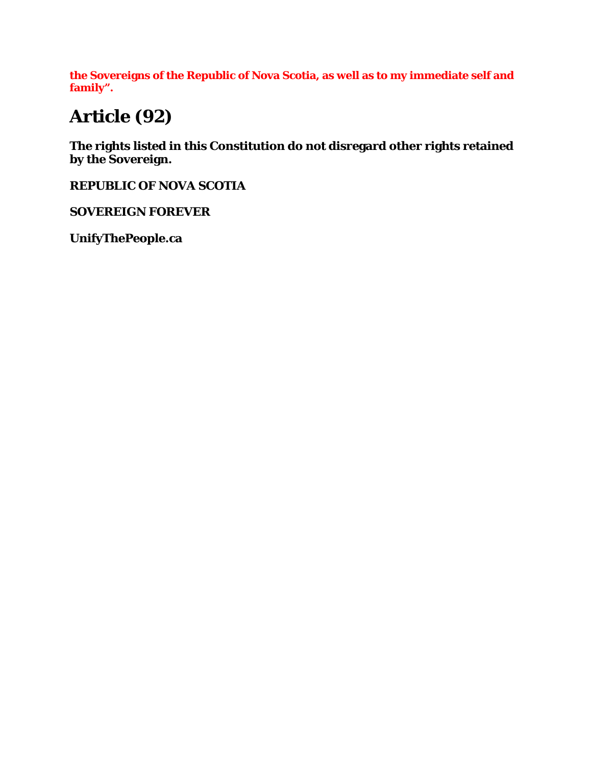**the Sovereigns of the Republic of Nova Scotia, as well as to my immediate self and family".**

# Article (92)

**The rights listed in this Constitution do not disregard other rights retained by the Sovereign.**

**REPUBLIC OF NOVA SCOTIA**

**SOVEREIGN FOREVER**

**UnifyThePeople.ca**